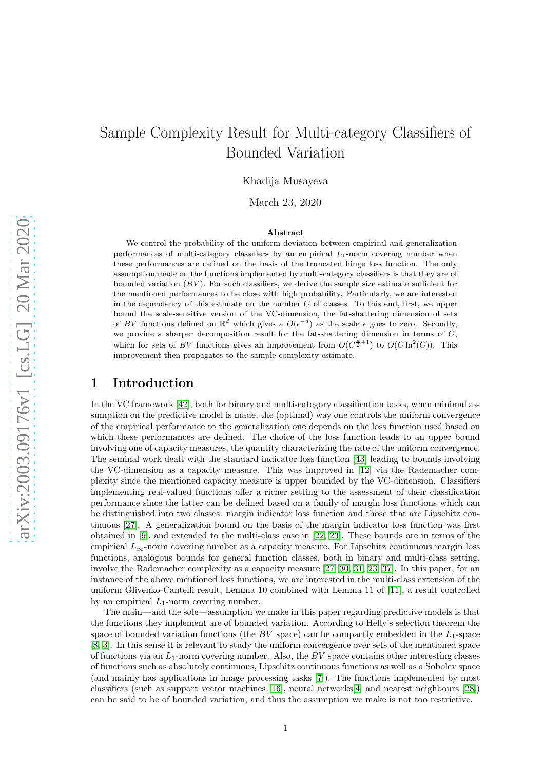# Sample Complexity Result for Multi-category Classifiers of Bounded Variation

Khadija Musayeva

March 23, 2020

## Abstract

We control the probability of the uniform deviation between empirical and generalization performances of multi-category classifiers by an empirical $L_1$-norm covering number when these performances are defined on the basis of the truncated hinge loss function. The only assumption made on the functions implemented by multi-category classifiers is that they are of bounded variation ($BV$). For such classifiers, we derive the sample size estimate sufficient for the mentioned performances to be close with high probability. Particularly, we are interested in the dependency of this estimate on the number $C$ of classes. To this end, first, we upper bound the scale-sensitive version of the VC-dimension, the fat-shattering dimension of sets of $BV$ functions defined on $\mathbb{R}^d$ which gives a $O(\epsilon^{-d})$ as the scale $\epsilon$ goes to zero. Secondly, we provide a sharper decomposition result for the fat-shattering dimension in terms of $C$, which for sets of $BV$ functions gives an improvement from $O(C^{\frac{d}{2}+1})$ to $O(C\ln^2(C))$. This improvement then propagates to the sample complexity estimate.

## 1 Introduction

In the VC framework [42], both for binary and multi-category classification tasks, when minimal assumption on the predictive model is made, the (optimal) way one controls the uniform convergence of the empirical performance to the generalization one depends on the loss function used based on which these performances are defined. The choice of the loss function leads to an upper bound involving one of capacity measures, the quantity characterizing the rate of the uniform convergence. The seminal work dealt with the standard indicator loss function [43] leading to bounds involving the VC-dimension as a capacity measure. This was improved in [12] via the Rademacher complexity since the mentioned capacity measure is upper bounded by the VC-dimension. Classifiers implementing real-valued functions offer a richer setting to the assessment of their classification performance since the latter can be defined based on a family of margin loss functions which can be distinguished into two classes: margin indicator loss function and those that are Lipschitz continuous [27]. A generalization bound on the basis of the margin indicator loss function was first obtained in [9], and extended to the multi-class case in [22, 23]. These bounds are in terms of the empirical $L_\infty$-norm covering number as a capacity measure. For Lipschitz continuous margin loss functions, analogous bounds for general function classes, both in binary and multi-class setting, involve the Rademacher complexity as a capacity measure [27, 30, 31, 23, 37]. In this paper, for an instance of the above mentioned loss functions, we are interested in the multi-class extension of the uniform Glivenko-Cantelli result, Lemma 10 combined with Lemma 11 of [11], a result controlled by an empirical $L_1$-norm covering number.

The main—and the sole—assumption we make in this paper regarding predictive models is that the functions they implement are of bounded variation. According to Helly's selection theorem the space of bounded variation functions (the $BV$ space) can be compactly embedded in the $L_1$-space [8, 3]. In this sense it is relevant to study the uniform convergence over sets of the mentioned space of functions via an $L_1$-norm covering number. Also, the $BV$ space contains other interesting classes of functions such as absolutely continuous, Lipschitz continuous functions as well as a Sobolev space (and mainly has applications in image processing tasks [7]). The functions implemented by most classifiers (such as support vector machines [16], neural networks[4] and nearest neighbours [28]) can be said to be of bounded variation, and thus the assumption we make is not too restrictive.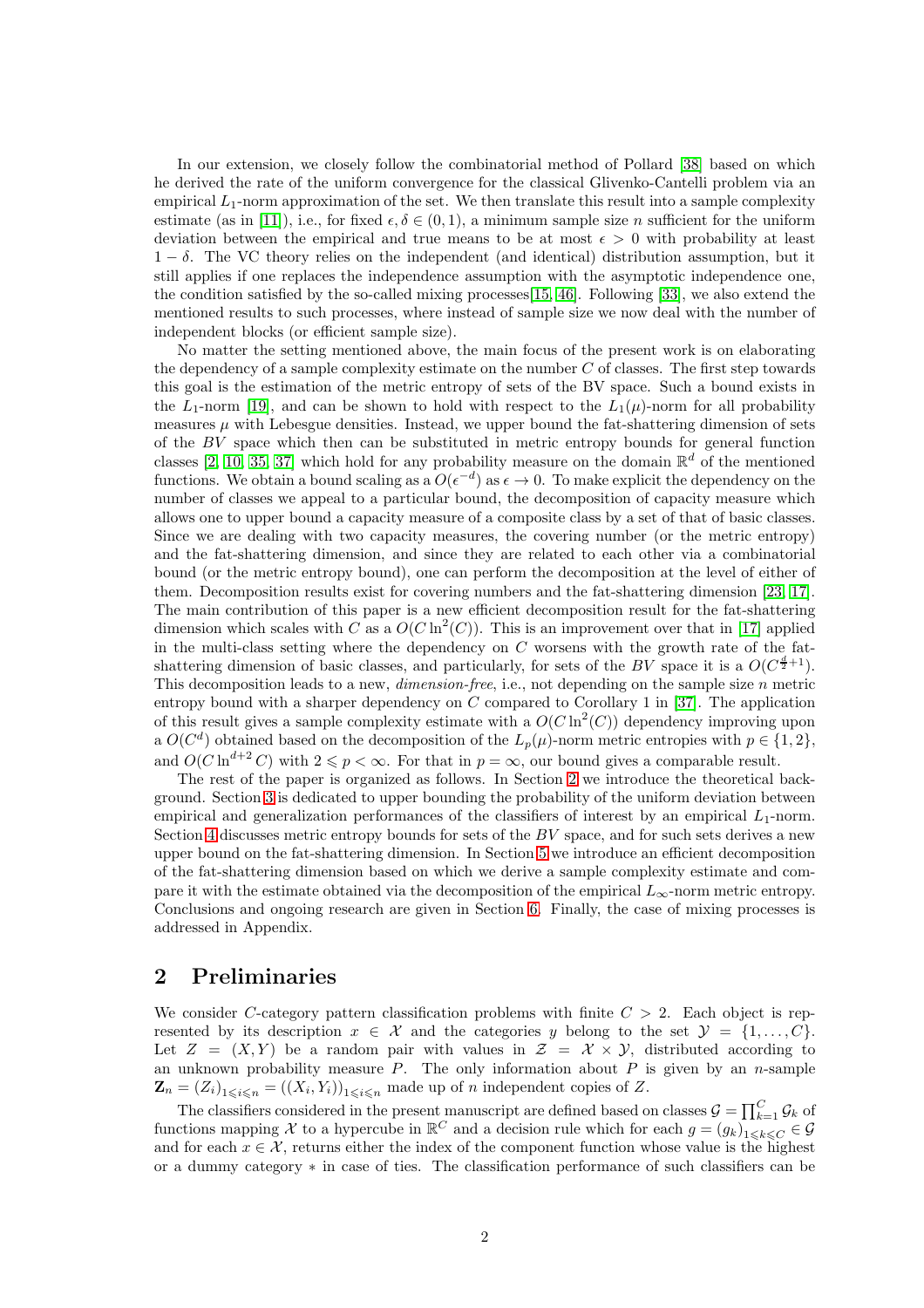In our extension, we closely follow the combinatorial method of Pollard [38] based on which he derived the rate of the uniform convergence for the classical Glivenko-Cantelli problem via an empirical $L_1$-norm approximation of the set. We then translate this result into a sample complexity estimate (as in [11]), i.e., for fixed $\epsilon, \delta \in (0, 1)$, a minimum sample size $n$ sufficient for the uniform deviation between the empirical and true means to be at most $\epsilon > 0$ with probability at least $1 - \delta$. The VC theory relies on the independent (and identical) distribution assumption, but it still applies if one replaces the independence assumption with the asymptotic independence one, the condition satisfied by the so-called mixing processes[15, 46]. Following [33], we also extend the mentioned results to such processes, where instead of sample size we now deal with the number of independent blocks (or efficient sample size).

No matter the setting mentioned above, the main focus of the present work is on elaborating the dependency of a sample complexity estimate on the number $C$ of classes. The first step towards this goal is the estimation of the metric entropy of sets of the BV space. Such a bound exists in the $L_1$-norm [19], and can be shown to hold with respect to the $L_1(\mu)$-norm for all probability measures $\mu$ with Lebesgue densities. Instead, we upper bound the fat-shattering dimension of sets of the $BV$ space which then can be substituted in metric entropy bounds for general function classes [2, 10, 35, 37] which hold for any probability measure on the domain $\mathbb{R}^d$ of the mentioned functions. We obtain a bound scaling as a $O(\epsilon^{-d})$ as $\epsilon \to 0$. To make explicit the dependency on the number of classes we appeal to a particular bound, the decomposition of capacity measure which allows one to upper bound a capacity measure of a composite class by a set of that of basic classes. Since we are dealing with two capacity measures, the covering number (or the metric entropy) and the fat-shattering dimension, and since they are related to each other via a combinatorial bound (or the metric entropy bound), one can perform the decomposition at the level of either of them. Decomposition results exist for covering numbers and the fat-shattering dimension [23, 17]. The main contribution of this paper is a new efficient decomposition result for the fat-shattering dimension which scales with $C$ as a $O(C \ln^2(C))$. This is an improvement over that in [17] applied in the multi-class setting where the dependency on $C$ worsens with the growth rate of the fat-shattering dimension of basic classes, and particularly, for sets of the $BV$ space it is a $O(C^{\frac{d}{2}+1})$. This decomposition leads to a new, *dimension-free*, i.e., not depending on the sample size $n$ metric entropy bound with a sharper dependency on $C$ compared to Corollary 1 in [37]. The application of this result gives a sample complexity estimate with a $O(C \ln^2(C))$ dependency improving upon a $O(C^d)$ obtained based on the decomposition of the $L_p(\mu)$-norm metric entropies with $p \in \{1, 2\}$, and $O(C \ln^{d+2} C)$ with $2 \leqslant p < \infty$. For that in $p = \infty$, our bound gives a comparable result.

The rest of the paper is organized as follows. In Section 2 we introduce the theoretical background. Section 3 is dedicated to upper bounding the probability of the uniform deviation between empirical and generalization performances of the classifiers of interest by an empirical $L_1$-norm. Section 4 discusses metric entropy bounds for sets of the $BV$ space, and for such sets derives a new upper bound on the fat-shattering dimension. In Section 5 we introduce an efficient decomposition of the fat-shattering dimension based on which we derive a sample complexity estimate and compare it with the estimate obtained via the decomposition of the empirical $L_\infty$-norm metric entropy. Conclusions and ongoing research are given in Section 6. Finally, the case of mixing processes is addressed in Appendix.

## 2 Preliminaries

We consider $C$-category pattern classification problems with finite $C > 2$. Each object is represented by its description $x \in \mathcal{X}$ and the categories $y$ belong to the set $\mathcal{Y} = \{1, \ldots, C\}$. Let $Z = (X, Y)$ be a random pair with values in $\mathcal{Z} = \mathcal{X} \times \mathcal{Y}$, distributed according to an unknown probability measure $P$. The only information about $P$ is given by an $n$-sample $\mathbf{Z}_n = (Z_i)_{1 \leqslant i \leqslant n} = ((X_i, Y_i))_{1 \leqslant i \leqslant n}$ made up of $n$ independent copies of $Z$.

The classifiers considered in the present manuscript are defined based on classes $\mathcal{G} = \prod_{k=1}^{C} \mathcal{G}_k$ of functions mapping $\mathcal{X}$ to a hypercube in $\mathbb{R}^C$ and a decision rule which for each $g = (g_k)_{1 \leqslant k \leqslant C} \in \mathcal{G}$ and for each $x \in \mathcal{X}$, returns either the index of the component function whose value is the highest or a dummy category $*$ in case of ties. The classification performance of such classifiers can be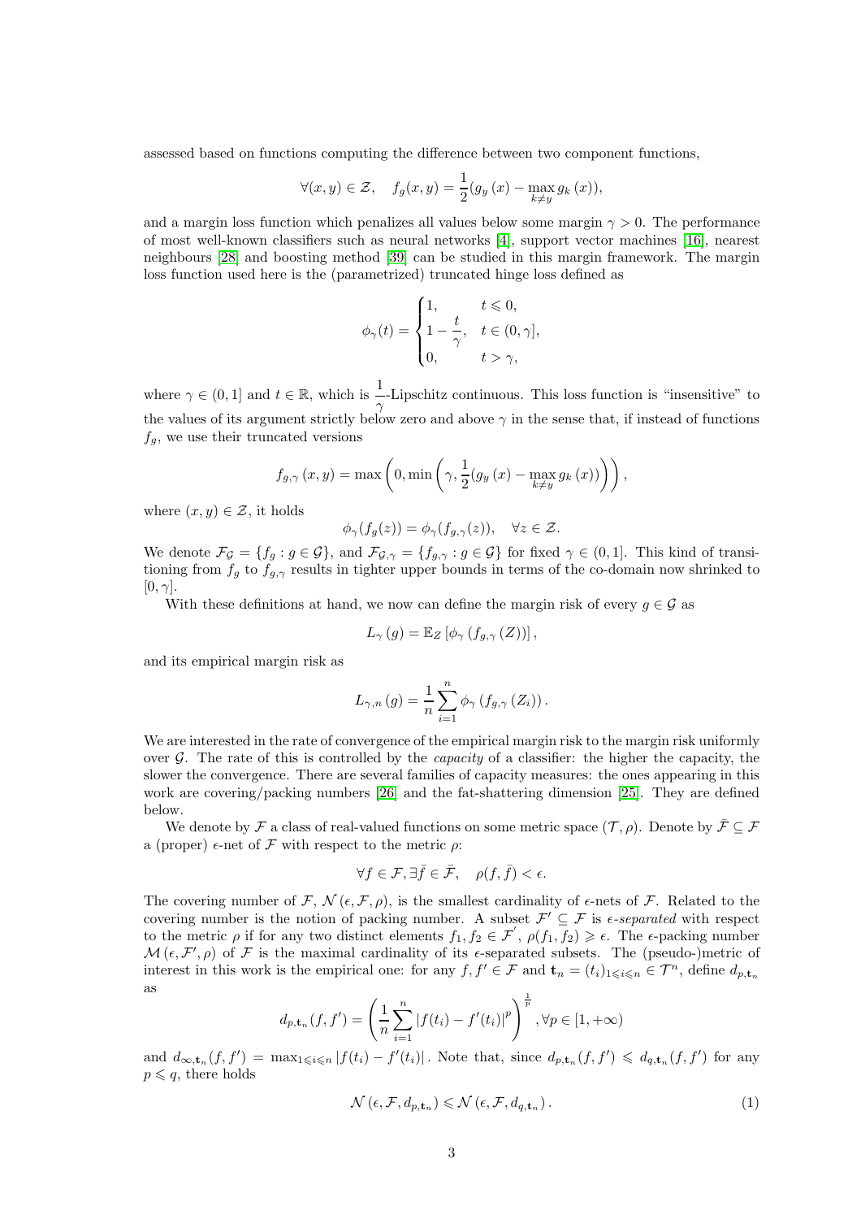assessed based on functions computing the difference between two component functions,

$$\forall(x,y) \in \mathcal{Z}, \quad f_g(x,y) = \frac{1}{2}(g_y(x) - \max_{k \neq y} g_k(x)),$$

and a margin loss function which penalizes all values below some margin $\gamma > 0$. The performance of most well-known classifiers such as neural networks [4], support vector machines [16], nearest neighbours [28] and boosting method [39] can be studied in this margin framework. The margin loss function used here is the (parametrized) truncated hinge loss defined as

$$\phi_\gamma(t) = \begin{cases} 1, & t \leqslant 0, \\ 1 - \dfrac{t}{\gamma}, & t \in (0, \gamma], \\ 0, & t > \gamma, \end{cases}$$

where $\gamma \in (0, 1]$ and $t \in \mathbb{R}$, which is $\dfrac{1}{\gamma}$-Lipschitz continuous. This loss function is "insensitive" to the values of its argument strictly below zero and above $\gamma$ in the sense that, if instead of functions $f_g$, we use their truncated versions

$$f_{g,\gamma}(x,y) = \max\left(0, \min\left(\gamma, \frac{1}{2}(g_y(x) - \max_{k \neq y} g_k(x))\right)\right),$$

where $(x, y) \in \mathcal{Z}$, it holds

$$\phi_\gamma(f_g(z)) = \phi_\gamma(f_{g,\gamma}(z)), \quad \forall z \in \mathcal{Z}.$$

We denote $\mathcal{F}_\mathcal{G} = \{f_g : g \in \mathcal{G}\}$, and $\mathcal{F}_{\mathcal{G},\gamma} = \{f_{g,\gamma} : g \in \mathcal{G}\}$ for fixed $\gamma \in (0, 1]$. This kind of transitioning from $f_g$ to $f_{g,\gamma}$ results in tighter upper bounds in terms of the co-domain now shrinked to $[0, \gamma]$.

With these definitions at hand, we now can define the margin risk of every $g \in \mathcal{G}$ as

$$L_\gamma(g) = \mathbb{E}_Z\left[\phi_\gamma(f_{g,\gamma}(Z))\right],$$

and its empirical margin risk as

$$L_{\gamma,n}(g) = \frac{1}{n}\sum_{i=1}^{n} \phi_\gamma(f_{g,\gamma}(Z_i)).$$

We are interested in the rate of convergence of the empirical margin risk to the margin risk uniformly over $\mathcal{G}$. The rate of this is controlled by the *capacity* of a classifier: the higher the capacity, the slower the convergence. There are several families of capacity measures: the ones appearing in this work are covering/packing numbers [26] and the fat-shattering dimension [25]. They are defined below.

We denote by $\mathcal{F}$ a class of real-valued functions on some metric space $(\mathcal{T}, \rho)$. Denote by $\bar{\mathcal{F}} \subseteq \mathcal{F}$ a (proper) $\epsilon$-net of $\mathcal{F}$ with respect to the metric $\rho$:

$$\forall f \in \mathcal{F}, \exists \bar{f} \in \bar{\mathcal{F}}, \quad \rho(f, \bar{f}) < \epsilon.$$

The covering number of $\mathcal{F}$, $\mathcal{N}(\epsilon, \mathcal{F}, \rho)$, is the smallest cardinality of $\epsilon$-nets of $\mathcal{F}$. Related to the covering number is the notion of packing number. A subset $\mathcal{F}' \subseteq \mathcal{F}$ is *$\epsilon$-separated* with respect to the metric $\rho$ if for any two distinct elements $f_1, f_2 \in \mathcal{F}'$, $\rho(f_1, f_2) \geqslant \epsilon$. The $\epsilon$-packing number $\mathcal{M}(\epsilon, \mathcal{F}', \rho)$ of $\mathcal{F}$ is the maximal cardinality of its $\epsilon$-separated subsets. The (pseudo-)metric of interest in this work is the empirical one: for any $f, f' \in \mathcal{F}$ and $\mathbf{t}_n = (t_i)_{1 \leqslant i \leqslant n} \in \mathcal{T}^n$, define $d_{p,\mathbf{t}_n}$ as

$$d_{p,\mathbf{t}_n}(f, f') = \left(\frac{1}{n}\sum_{i=1}^{n} |f(t_i) - f'(t_i)|^p\right)^{\frac{1}{p}}, \forall p \in [1, +\infty)$$

and $d_{\infty,\mathbf{t}_n}(f, f') = \max_{1 \leqslant i \leqslant n} |f(t_i) - f'(t_i)|$. Note that, since $d_{p,\mathbf{t}_n}(f, f') \leqslant d_{q,\mathbf{t}_n}(f, f')$ for any $p \leqslant q$, there holds

$$\mathcal{N}(\epsilon, \mathcal{F}, d_{p,\mathbf{t}_n}) \leqslant \mathcal{N}(\epsilon, \mathcal{F}, d_{q,\mathbf{t}_n}). \tag{1}$$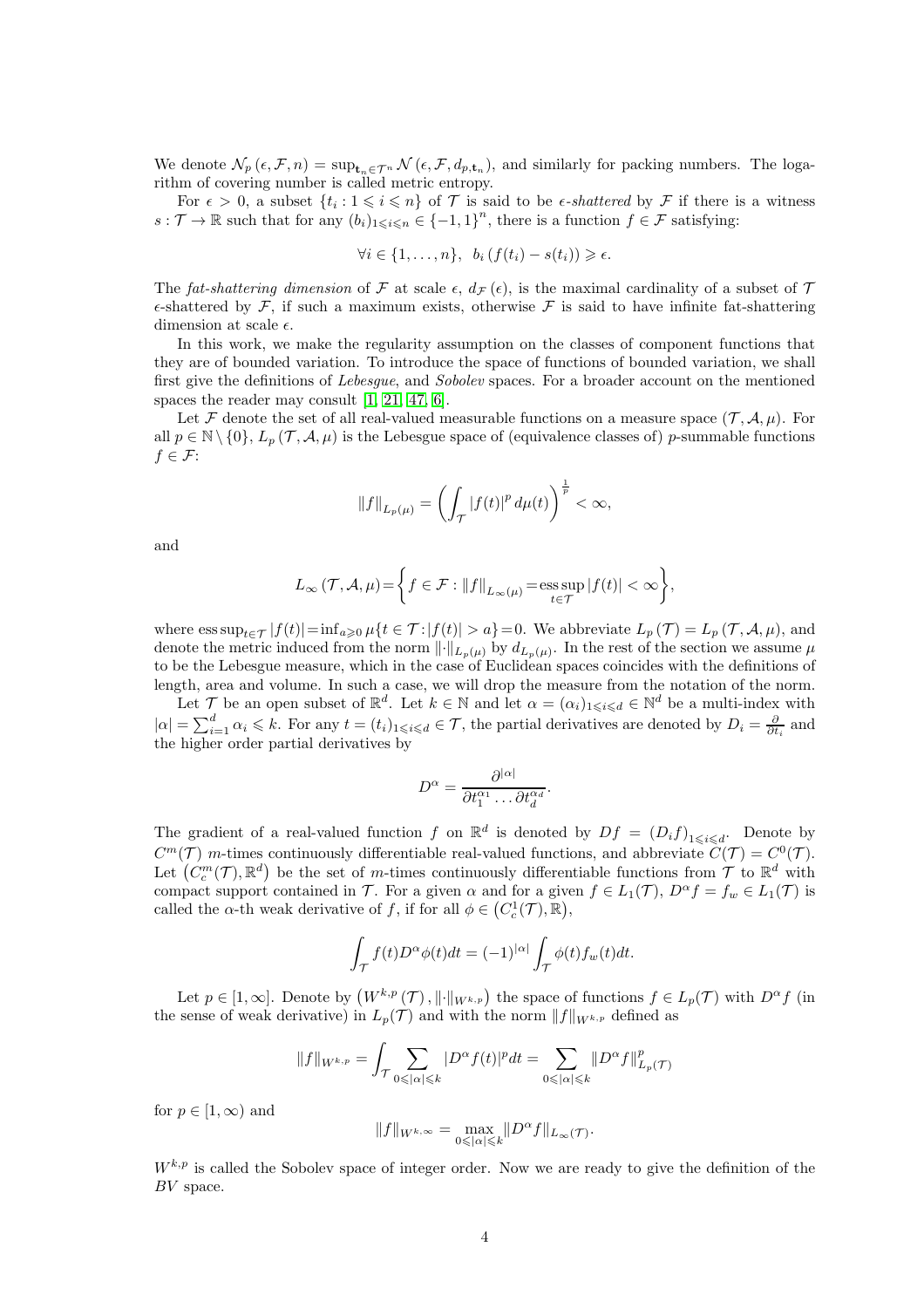We denote $\mathcal{N}_p(\epsilon, \mathcal{F}, n) = \sup_{\mathbf{t}_n \in \mathcal{T}^n} \mathcal{N}(\epsilon, \mathcal{F}, d_{p,\mathbf{t}_n})$, and similarly for packing numbers. The logarithm of covering number is called metric entropy.

For $\epsilon > 0$, a subset $\{t_i : 1 \leqslant i \leqslant n\}$ of $\mathcal{T}$ is said to be *$\epsilon$-shattered* by $\mathcal{F}$ if there is a witness $s : \mathcal{T} \to \mathbb{R}$ such that for any $(b_i)_{1 \leqslant i \leqslant n} \in \{-1, 1\}^n$, there is a function $f \in \mathcal{F}$ satisfying:

$$\forall i \in \{1, \ldots, n\}, \;\; b_i (f(t_i) - s(t_i)) \geqslant \epsilon.$$

The *fat-shattering dimension* of $\mathcal{F}$ at scale $\epsilon$, $d_{\mathcal{F}}(\epsilon)$, is the maximal cardinality of a subset of $\mathcal{T}$ $\epsilon$-shattered by $\mathcal{F}$, if such a maximum exists, otherwise $\mathcal{F}$ is said to have infinite fat-shattering dimension at scale $\epsilon$.

In this work, we make the regularity assumption on the classes of component functions that they are of bounded variation. To introduce the space of functions of bounded variation, we shall first give the definitions of *Lebesgue*, and *Sobolev* spaces. For a broader account on the mentioned spaces the reader may consult [1, 21, 47, 6].

Let $\mathcal{F}$ denote the set of all real-valued measurable functions on a measure space $(\mathcal{T}, \mathcal{A}, \mu)$. For all $p \in \mathbb{N} \setminus \{0\}$, $L_p(\mathcal{T}, \mathcal{A}, \mu)$ is the Lebesgue space of (equivalence classes of) $p$-summable functions $f \in \mathcal{F}$:

$$\|f\|_{L_p(\mu)} = \left( \int_{\mathcal{T}} |f(t)|^p \, d\mu(t) \right)^{\frac{1}{p}} < \infty,$$

and

$$L_\infty(\mathcal{T}, \mathcal{A}, \mu) = \left\{ f \in \mathcal{F} : \|f\|_{L_\infty(\mu)} = \operatorname*{ess\,sup}_{t \in \mathcal{T}} |f(t)| < \infty \right\},$$

where $\operatorname{ess\,sup}_{t \in \mathcal{T}} |f(t)| = \inf_{a \geqslant 0} \mu\{t \in \mathcal{T} : |f(t)| > a\} = 0$. We abbreviate $L_p(\mathcal{T}) = L_p(\mathcal{T}, \mathcal{A}, \mu)$, and denote the metric induced from the norm $\|\cdot\|_{L_p(\mu)}$ by $d_{L_p(\mu)}$. In the rest of the section we assume $\mu$ to be the Lebesgue measure, which in the case of Euclidean spaces coincides with the definitions of length, area and volume. In such a case, we will drop the measure from the notation of the norm.

Let $\mathcal{T}$ be an open subset of $\mathbb{R}^d$. Let $k \in \mathbb{N}$ and let $\alpha = (\alpha_i)_{1 \leqslant i \leqslant d} \in \mathbb{N}^d$ be a multi-index with $|\alpha| = \sum_{i=1}^d \alpha_i \leqslant k$. For any $t = (t_i)_{1 \leqslant i \leqslant d} \in \mathcal{T}$, the partial derivatives are denoted by $D_i = \frac{\partial}{\partial t_i}$ and the higher order partial derivatives by

$$D^\alpha = \frac{\partial^{|\alpha|}}{\partial t_1^{\alpha_1} \ldots \partial t_d^{\alpha_d}}.$$

The gradient of a real-valued function $f$ on $\mathbb{R}^d$ is denoted by $Df = (D_i f)_{1 \leqslant i \leqslant d}$. Denote by $C^m(\mathcal{T})$ $m$-times continuously differentiable real-valued functions, and abbreviate $C(\mathcal{T}) = C^0(\mathcal{T})$. Let $\left(C_c^m(\mathcal{T}), \mathbb{R}^d\right)$ be the set of $m$-times continuously differentiable functions from $\mathcal{T}$ to $\mathbb{R}^d$ with compact support contained in $\mathcal{T}$. For a given $\alpha$ and for a given $f \in L_1(\mathcal{T})$, $D^\alpha f = f_w \in L_1(\mathcal{T})$ is called the $\alpha$-th weak derivative of $f$, if for all $\phi \in \left(C_c^1(\mathcal{T}), \mathbb{R}\right)$,

$$\int_{\mathcal{T}} f(t) D^\alpha \phi(t) dt = (-1)^{|\alpha|} \int_{\mathcal{T}} \phi(t) f_w(t) dt.$$

Let $p \in [1, \infty]$. Denote by $\left(W^{k,p}(\mathcal{T}), \|\cdot\|_{W^{k,p}}\right)$ the space of functions $f \in L_p(\mathcal{T})$ with $D^\alpha f$ (in the sense of weak derivative) in $L_p(\mathcal{T})$ and with the norm $\|f\|_{W^{k,p}}$ defined as

$$\|f\|_{W^{k,p}} = \int_{\mathcal{T}} \sum_{0 \leqslant |\alpha| \leqslant k} |D^\alpha f(t)|^p dt = \sum_{0 \leqslant |\alpha| \leqslant k} \|D^\alpha f\|_{L_p(\mathcal{T})}^p$$

for $p \in [1, \infty)$ and

$$\|f\|_{W^{k,\infty}} = \max_{0 \leqslant |\alpha| \leqslant k} \|D^\alpha f\|_{L_\infty(\mathcal{T})}.$$

$W^{k,p}$ is called the Sobolev space of integer order. Now we are ready to give the definition of the $BV$ space.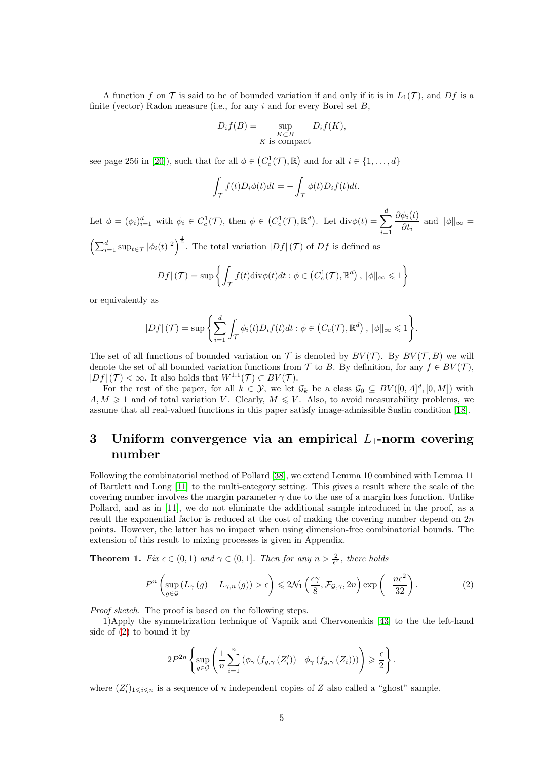A function $f$ on $\mathcal{T}$ is said to be of bounded variation if and only if it is in $L_1(\mathcal{T})$, and $Df$ is a finite (vector) Radon measure (i.e., for any $i$ and for every Borel set $B$,

$$D_i f(B) = \sup_{\substack{K \subset B \\ K \text{ is compact}}} D_i f(K),$$

see page 256 in [20]), such that for all $\phi \in \left(C_c^1(\mathcal{T}), \mathbb{R}\right)$ and for all $i \in \{1, \ldots, d\}$

$$\int_{\mathcal{T}} f(t) D_i \phi(t) dt = - \int_{\mathcal{T}} \phi(t) D_i f(t) dt.$$

Let $\phi = (\phi_i)_{i=1}^d$ with $\phi_i \in C_c^1(\mathcal{T})$, then $\phi \in \left(C_c^1(\mathcal{T}), \mathbb{R}^d\right)$. Let $\text{div}\phi(t) = \sum_{i=1}^d \frac{\partial \phi_i(t)}{\partial t_i}$ and $\|\phi\|_\infty = \left(\sum_{i=1}^d \sup_{t \in \mathcal{T}} |\phi_i(t)|^2\right)^{\frac{1}{2}}$. The total variation $|Df|(\mathcal{T})$ of $Df$ is defined as

$$|Df|(\mathcal{T}) = \sup\left\{ \int_{\mathcal{T}} f(t) \text{div}\phi(t) dt : \phi \in \left(C_c^1(\mathcal{T}), \mathbb{R}^d\right), \|\phi\|_\infty \leqslant 1 \right\}$$

or equivalently as

$$|Df|(\mathcal{T}) = \sup\left\{ \sum_{i=1}^d \int_{\mathcal{T}} \phi_i(t) D_i f(t) dt : \phi \in \left(C_c(\mathcal{T}), \mathbb{R}^d\right), \|\phi\|_\infty \leqslant 1 \right\}.$$

The set of all functions of bounded variation on $\mathcal{T}$ is denoted by $BV(\mathcal{T})$. By $BV(\mathcal{T}, B)$ we will denote the set of all bounded variation functions from $\mathcal{T}$ to $B$. By definition, for any $f \in BV(\mathcal{T})$, $|Df|(\mathcal{T}) < \infty$. It also holds that $W^{1,1}(\mathcal{T}) \subset BV(\mathcal{T})$.

For the rest of the paper, for all $k \in \mathcal{Y}$, we let $\mathcal{G}_k$ be a class $\mathcal{G}_0 \subseteq BV([0, A]^d, [0, M])$ with $A, M \geqslant 1$ and of total variation $V$. Clearly, $M \leqslant V$. Also, to avoid measurability problems, we assume that all real-valued functions in this paper satisfy image-admissible Suslin condition [18].

# 3 Uniform convergence via an empirical $L_1$-norm covering number

Following the combinatorial method of Pollard [38], we extend Lemma 10 combined with Lemma 11 of Bartlett and Long [11] to the multi-category setting. This gives a result where the scale of the covering number involves the margin parameter $\gamma$ due to the use of a margin loss function. Unlike Pollard, and as in [11], we do not eliminate the additional sample introduced in the proof, as a result the exponential factor is reduced at the cost of making the covering number depend on $2n$ points. However, the latter has no impact when using dimension-free combinatorial bounds. The extension of this result to mixing processes is given in Appendix.

**Theorem 1.** *Fix $\epsilon \in (0, 1)$ and $\gamma \in (0, 1]$. Then for any $n > \frac{2}{\epsilon^2}$, there holds*

$$P^n \left( \sup_{g \in \mathcal{G}} \left( L_\gamma(g) - L_{\gamma,n}(g) \right) > \epsilon \right) \leqslant 2\mathcal{N}_1\left( \frac{\epsilon\gamma}{8}, \mathcal{F}_{\mathcal{G},\gamma}, 2n \right) \exp\left( -\frac{n\epsilon^2}{32} \right). \tag{2}$$

*Proof sketch.* The proof is based on the following steps.

1)Apply the symmetrization technique of Vapnik and Chervonenkis [43] to the the left-hand side of (2) to bound it by

$$2P^{2n} \left\{ \sup_{g \in \mathcal{G}} \left( \frac{1}{n} \sum_{i=1}^n \left( \phi_\gamma\left(f_{g,\gamma}\left(Z_i'\right)\right) - \phi_\gamma\left(f_{g,\gamma}\left(Z_i\right)\right) \right) \right) \geqslant \frac{\epsilon}{2} \right\}.$$

where $(Z_i')_{1 \leqslant i \leqslant n}$ is a sequence of $n$ independent copies of $Z$ also called a "ghost" sample.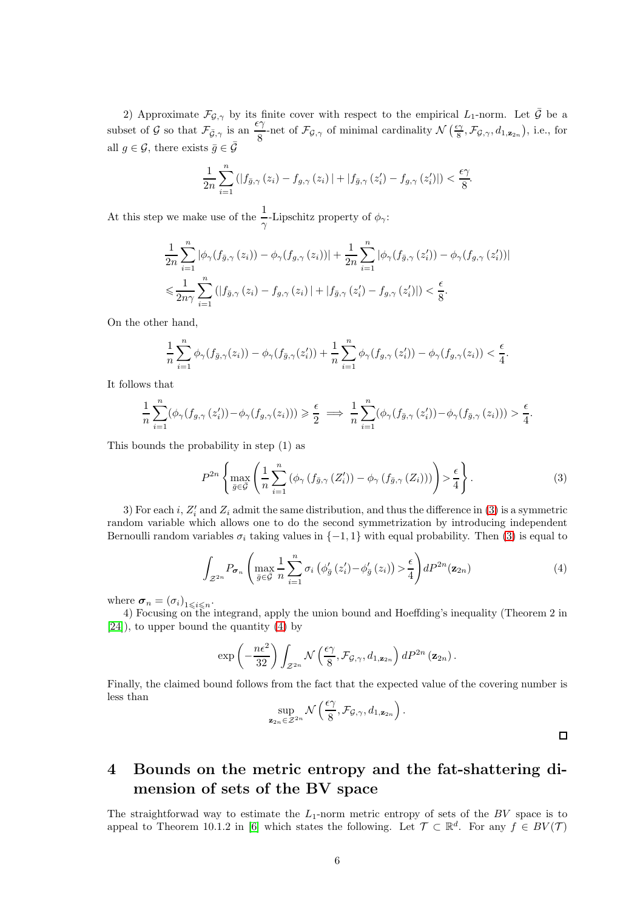2) Approximate $\mathcal{F}_{\mathcal{G},\gamma}$ by its finite cover with respect to the empirical $L_1$-norm. Let $\bar{\mathcal{G}}$ be a subset of $\mathcal{G}$ so that $\mathcal{F}_{\bar{\mathcal{G}},\gamma}$ is an $\dfrac{\epsilon\gamma}{8}$-net of $\mathcal{F}_{\mathcal{G},\gamma}$ of minimal cardinality $\mathcal{N}\left(\frac{\epsilon\gamma}{8}, \mathcal{F}_{\mathcal{G},\gamma}, d_{1,\mathbf{z}_{2n}}\right)$, i.e., for all $g \in \mathcal{G}$, there exists $\bar{g} \in \bar{\mathcal{G}}$

$$\frac{1}{2n}\sum_{i=1}^{n}\left(\left|f_{\bar{g},\gamma}\left(z_i\right) - f_{g,\gamma}\left(z_i\right)\right| + \left|f_{\bar{g},\gamma}\left(z_i'\right) - f_{g,\gamma}\left(z_i'\right)\right|\right) < \frac{\epsilon\gamma}{8}.$$

At this step we make use of the $\dfrac{1}{\gamma}$-Lipschitz property of $\phi_\gamma$:

$$\begin{aligned}
&\frac{1}{2n}\sum_{i=1}^{n}\left|\phi_\gamma(f_{\bar{g},\gamma}\left(z_i\right)) - \phi_\gamma(f_{g,\gamma}\left(z_i\right))\right| + \frac{1}{2n}\sum_{i=1}^{n}\left|\phi_\gamma(f_{\bar{g},\gamma}\left(z_i'\right)) - \phi_\gamma(f_{g,\gamma}\left(z_i'\right))\right| \\
&\leqslant \frac{1}{2n\gamma}\sum_{i=1}^{n}\left(\left|f_{\bar{g},\gamma}\left(z_i\right) - f_{g,\gamma}\left(z_i\right)\right| + \left|f_{\bar{g},\gamma}\left(z_i'\right) - f_{g,\gamma}\left(z_i'\right)\right|\right) < \frac{\epsilon}{8}.
\end{aligned}$$

On the other hand,

$$\frac{1}{n}\sum_{i=1}^{n}\phi_\gamma(f_{\bar{g},\gamma}(z_i)) - \phi_\gamma(f_{\bar{g},\gamma}(z_i')) + \frac{1}{n}\sum_{i=1}^{n}\phi_\gamma(f_{g,\gamma}\left(z_i'\right)) - \phi_\gamma(f_{g,\gamma}(z_i)) < \frac{\epsilon}{4}.$$

It follows that

$$\frac{1}{n}\sum_{i=1}^{n}(\phi_\gamma(f_{g,\gamma}\left(z_i'\right)) - \phi_\gamma(f_{g,\gamma}(z_i))) \geqslant \frac{\epsilon}{2} \implies \frac{1}{n}\sum_{i=1}^{n}(\phi_\gamma(f_{\bar{g},\gamma}\left(z_i'\right)) - \phi_\gamma(f_{\bar{g},\gamma}\left(z_i\right))) > \frac{\epsilon}{4}.$$

This bounds the probability in step (1) as

$$P^{2n}\left\{\max_{\bar{g}\in\bar{\mathcal{G}}}\left(\frac{1}{n}\sum_{i=1}^{n}\left(\phi_\gamma\left(f_{\bar{g},\gamma}\left(Z_i'\right)\right) - \phi_\gamma\left(f_{\bar{g},\gamma}\left(Z_i\right)\right)\right)\right) > \frac{\epsilon}{4}\right\}. \tag{3}$$

3) For each $i$, $Z_i'$ and $Z_i$ admit the same distribution, and thus the difference in (3) is a symmetric random variable which allows one to do the second symmetrization by introducing independent Bernoulli random variables $\sigma_i$ taking values in $\{-1, 1\}$ with equal probability. Then (3) is equal to

$$\int_{\mathcal{Z}^{2n}} P_{\boldsymbol{\sigma}_n}\left(\max_{\bar{g}\in\bar{\mathcal{G}}}\frac{1}{n}\sum_{i=1}^{n}\sigma_i\left(\phi_{\bar{g}}'\left(z_i'\right) - \phi_{\bar{g}}'\left(z_i\right)\right) > \frac{\epsilon}{4}\right) dP^{2n}(\mathbf{z}_{2n}) \tag{4}$$

where $\boldsymbol{\sigma}_n = (\sigma_i)_{1\leqslant i\leqslant n}$.

4) Focusing on the integrand, apply the union bound and Hoeffding's inequality (Theorem 2 in [24]), to upper bound the quantity (4) by

$$\exp\left(-\frac{n\epsilon^2}{32}\right)\int_{\mathcal{Z}^{2n}}\mathcal{N}\left(\frac{\epsilon\gamma}{8}, \mathcal{F}_{\mathcal{G},\gamma}, d_{1,\mathbf{z}_{2n}}\right) dP^{2n}\left(\mathbf{z}_{2n}\right).$$

Finally, the claimed bound follows from the fact that the expected value of the covering number is less than

$$\sup_{\mathbf{z}_{2n}\in\mathcal{Z}^{2n}}\mathcal{N}\left(\frac{\epsilon\gamma}{8}, \mathcal{F}_{\mathcal{G},\gamma}, d_{1,\mathbf{z}_{2n}}\right).$$

□

# 4 Bounds on the metric entropy and the fat-shattering dimension of sets of the BV space

The straightforwad way to estimate the $L_1$-norm metric entropy of sets of the $BV$ space is to appeal to Theorem 10.1.2 in [6] which states the following. Let $\mathcal{T} \subset \mathbb{R}^d$. For any $f \in BV(\mathcal{T})$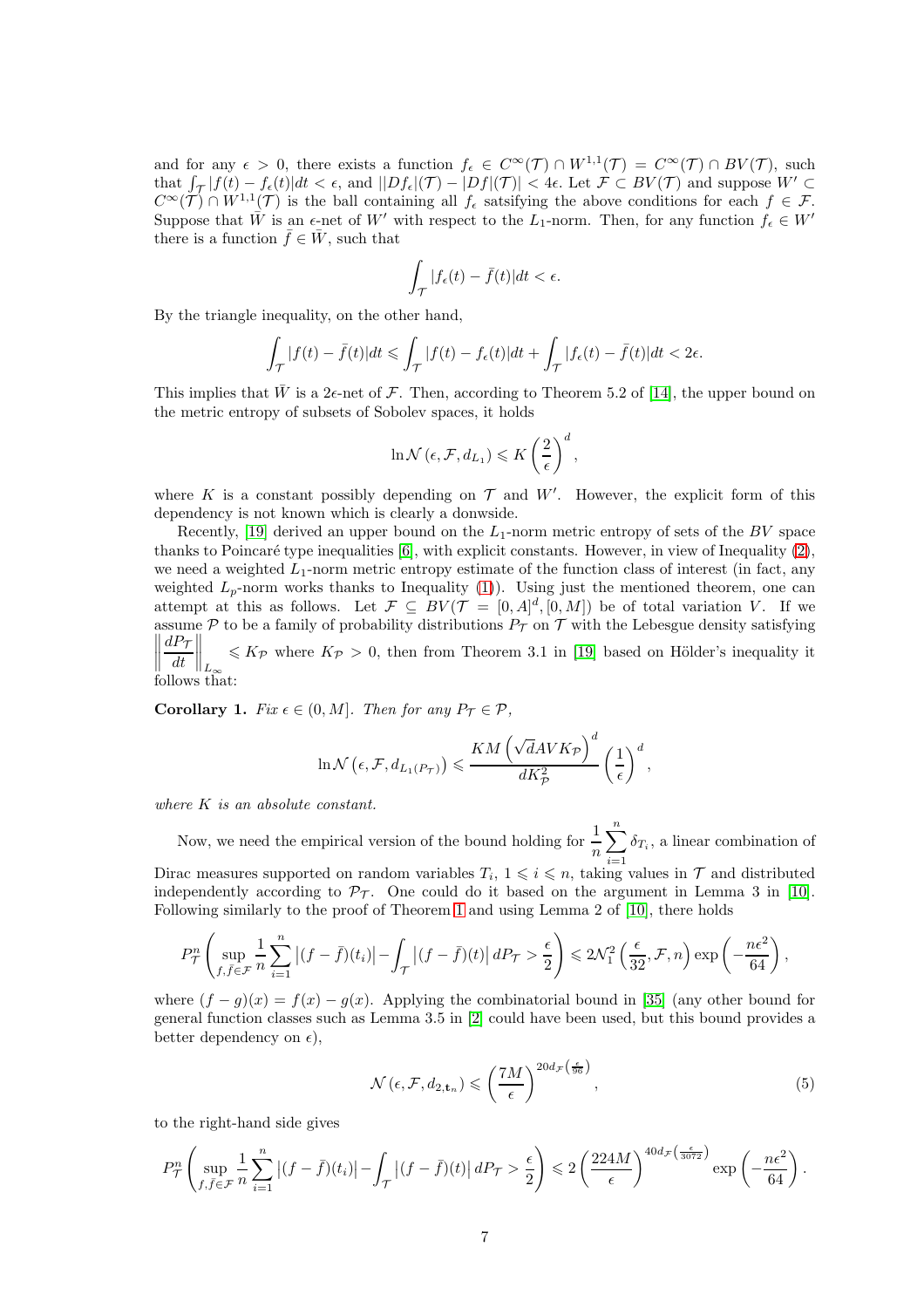and for any $\epsilon > 0$, there exists a function $f_\epsilon \in C^\infty(\mathcal{T}) \cap W^{1,1}(\mathcal{T}) = C^\infty(\mathcal{T}) \cap BV(\mathcal{T})$, such that $\int_\mathcal{T} |f(t) - f_\epsilon(t)|dt < \epsilon$, and $||Df_\epsilon|(\mathcal{T}) - |Df|(\mathcal{T})| < 4\epsilon$. Let $\mathcal{F} \subset BV(\mathcal{T})$ and suppose $W' \subset C^\infty(\mathcal{T}) \cap W^{1,1}(\mathcal{T})$ is the ball containing all $f_\epsilon$ satsifying the above conditions for each $f \in \mathcal{F}$. Suppose that $\bar{W}$ is an $\epsilon$-net of $W'$ with respect to the $L_1$-norm. Then, for any function $f_\epsilon \in W'$ there is a function $\bar{f} \in \bar{W}$, such that

$$\int_\mathcal{T} |f_\epsilon(t) - \bar{f}(t)|dt < \epsilon.$$

By the triangle inequality, on the other hand,

$$\int_\mathcal{T} |f(t) - \bar{f}(t)|dt \leqslant \int_\mathcal{T} |f(t) - f_\epsilon(t)|dt + \int_\mathcal{T} |f_\epsilon(t) - \bar{f}(t)|dt < 2\epsilon.$$

This implies that $\bar{W}$ is a $2\epsilon$-net of $\mathcal{F}$. Then, according to Theorem 5.2 of [14], the upper bound on the metric entropy of subsets of Sobolev spaces, it holds

$$\ln \mathcal{N}\left(\epsilon, \mathcal{F}, d_{L_1}\right) \leqslant K\left(\frac{2}{\epsilon}\right)^d,$$

where $K$ is a constant possibly depending on $\mathcal{T}$ and $W'$. However, the explicit form of this dependency is not known which is clearly a donwside.

Recently, [19] derived an upper bound on the $L_1$-norm metric entropy of sets of the $BV$ space thanks to Poincaré type inequalities [6], with explicit constants. However, in view of Inequality (2), we need a weighted $L_1$-norm metric entropy estimate of the function class of interest (in fact, any weighted $L_p$-norm works thanks to Inequality (1)). Using just the mentioned theorem, one can attempt at this as follows. Let $\mathcal{F} \subseteq BV(\mathcal{T} = [0, A]^d, [0, M])$ be of total variation $V$. If we assume $\mathcal{P}$ to be a family of probability distributions $P_\mathcal{T}$ on $\mathcal{T}$ with the Lebesgue density satisfying $\left\|\frac{dP_\mathcal{T}}{dt}\right\|_{L_\infty} \leqslant K_\mathcal{P}$ where $K_\mathcal{P} > 0$, then from Theorem 3.1 in [19] based on Hölder's inequality it follows that:

**Corollary 1.** *Fix $\epsilon \in (0, M]$. Then for any $P_\mathcal{T} \in \mathcal{P}$,*

$$\ln \mathcal{N}\left(\epsilon, \mathcal{F}, d_{L_1(P_\mathcal{T})}\right) \leqslant \frac{KM\left(\sqrt{d}AVK_\mathcal{P}\right)^d}{dK_\mathcal{P}^2}\left(\frac{1}{\epsilon}\right)^d,$$

*where $K$ is an absolute constant.*

Now, we need the empirical version of the bound holding for $\frac{1}{n}\sum_{i=1}^n \delta_{T_i}$, a linear combination of Dirac measures supported on random variables $T_i$, $1 \leqslant i \leqslant n$, taking values in $\mathcal{T}$ and distributed independently according to $\mathcal{P}_\mathcal{T}$. One could do it based on the argument in Lemma 3 in [10]. Following similarly to the proof of Theorem 1 and using Lemma 2 of [10], there holds

$$P_\mathcal{T}^n\left(\sup_{f,\bar{f}\in\mathcal{F}} \frac{1}{n}\sum_{i=1}^n \left|(f-\bar{f})(t_i)\right| - \int_\mathcal{T} \left|(f-\bar{f})(t)\right| dP_\mathcal{T} > \frac{\epsilon}{2}\right) \leqslant 2\mathcal{N}_1^2\left(\frac{\epsilon}{32}, \mathcal{F}, n\right)\exp\left(-\frac{n\epsilon^2}{64}\right),$$

where $(f-g)(x) = f(x) - g(x)$. Applying the combinatorial bound in [35] (any other bound for general function classes such as Lemma 3.5 in [2] could have been used, but this bound provides a better dependency on $\epsilon$),

$$\mathcal{N}\left(\epsilon, \mathcal{F}, d_{2,\mathbf{t}_n}\right) \leqslant \left(\frac{7M}{\epsilon}\right)^{20d_\mathcal{F}\left(\frac{\epsilon}{96}\right)}, \tag{5}$$

to the right-hand side gives

$$P_\mathcal{T}^n\left(\sup_{f,\bar{f}\in\mathcal{F}} \frac{1}{n}\sum_{i=1}^n \left|(f-\bar{f})(t_i)\right| - \int_\mathcal{T} \left|(f-\bar{f})(t)\right| dP_\mathcal{T} > \frac{\epsilon}{2}\right) \leqslant 2\left(\frac{224M}{\epsilon}\right)^{40d_\mathcal{F}\left(\frac{\epsilon}{3072}\right)}\exp\left(-\frac{n\epsilon^2}{64}\right).$$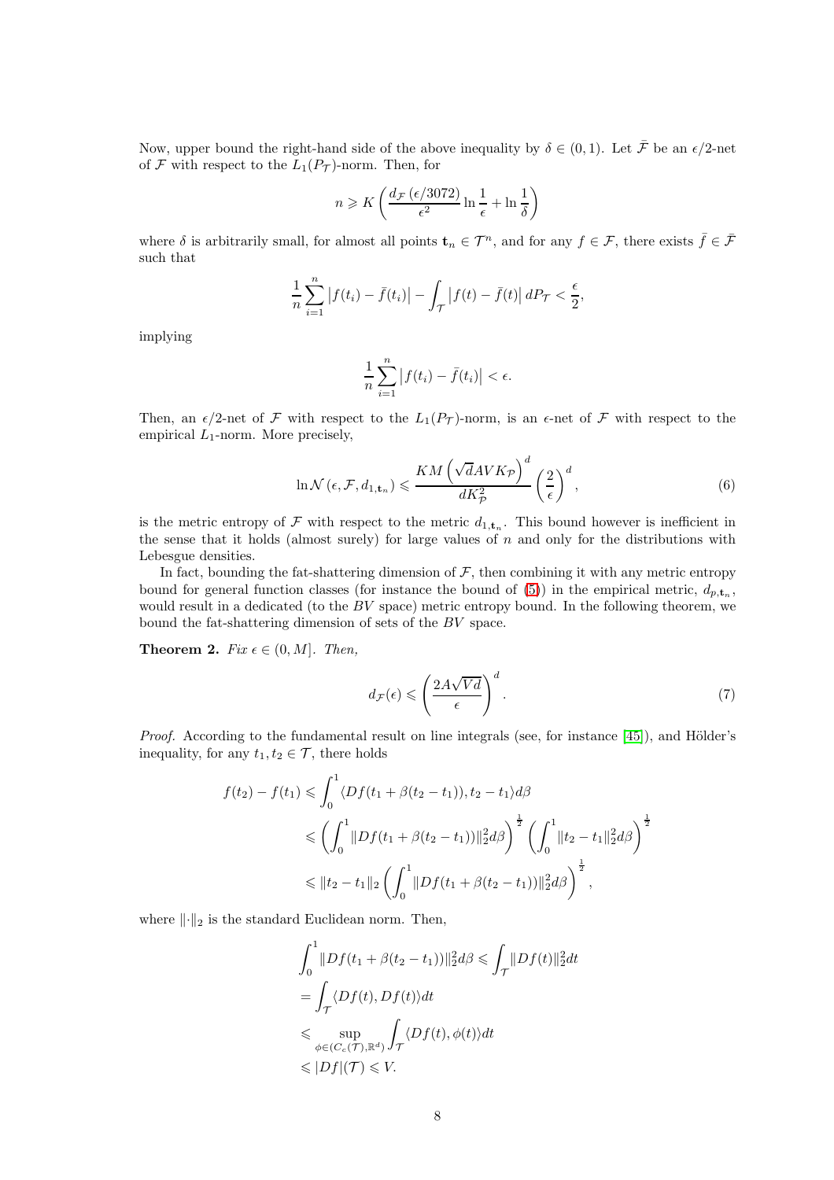Now, upper bound the right-hand side of the above inequality by $\delta \in (0,1)$. Let $\bar{\mathcal{F}}$ be an $\epsilon/2$-net of $\mathcal{F}$ with respect to the $L_1(P_{\mathcal{T}})$-norm. Then, for

$$n \geqslant K\left(\frac{d_{\mathcal{F}}\left(\epsilon/3072\right)}{\epsilon^2}\ln\frac{1}{\epsilon} + \ln\frac{1}{\delta}\right)$$

where $\delta$ is arbitrarily small, for almost all points $\mathbf{t}_n \in \mathcal{T}^n$, and for any $f \in \mathcal{F}$, there exists $\bar{f} \in \bar{\mathcal{F}}$ such that

$$\frac{1}{n}\sum_{i=1}^{n}\left|f(t_i) - \bar{f}(t_i)\right| - \int_{\mathcal{T}}\left|f(t) - \bar{f}(t)\right| dP_{\mathcal{T}} < \frac{\epsilon}{2},$$

implying

$$\frac{1}{n}\sum_{i=1}^{n}\left|f(t_i) - \bar{f}(t_i)\right| < \epsilon.$$

Then, an $\epsilon/2$-net of $\mathcal{F}$ with respect to the $L_1(P_{\mathcal{T}})$-norm, is an $\epsilon$-net of $\mathcal{F}$ with respect to the empirical $L_1$-norm. More precisely,

$$\ln\mathcal{N}\left(\epsilon, \mathcal{F}, d_{1,\mathbf{t}_n}\right) \leqslant \frac{KM\left(\sqrt{d}AVK_{\mathcal{P}}\right)^d}{dK_{\mathcal{P}}^2}\left(\frac{2}{\epsilon}\right)^d, \tag{6}$$

is the metric entropy of $\mathcal{F}$ with respect to the metric $d_{1,\mathbf{t}_n}$. This bound however is inefficient in the sense that it holds (almost surely) for large values of $n$ and only for the distributions with Lebesgue densities.

In fact, bounding the fat-shattering dimension of $\mathcal{F}$, then combining it with any metric entropy bound for general function classes (for instance the bound of (5)) in the empirical metric, $d_{p,\mathbf{t}_n}$, would result in a dedicated (to the $BV$ space) metric entropy bound. In the following theorem, we bound the fat-shattering dimension of sets of the $BV$ space.

**Theorem 2.** *Fix $\epsilon \in (0, M]$. Then,*

$$d_{\mathcal{F}}(\epsilon) \leqslant \left(\frac{2A\sqrt{Vd}}{\epsilon}\right)^d. \tag{7}$$

*Proof.* According to the fundamental result on line integrals (see, for instance [45]), and Hölder's inequality, for any $t_1, t_2 \in \mathcal{T}$, there holds

$$\begin{aligned}
f(t_2) - f(t_1) &\leqslant \int_0^1 \langle Df(t_1 + \beta(t_2 - t_1)), t_2 - t_1\rangle d\beta \\
&\leqslant \left(\int_0^1 \|Df(t_1 + \beta(t_2 - t_1))\|_2^2 d\beta\right)^{\frac{1}{2}}\left(\int_0^1 \|t_2 - t_1\|_2^2 d\beta\right)^{\frac{1}{2}} \\
&\leqslant \|t_2 - t_1\|_2\left(\int_0^1 \|Df(t_1 + \beta(t_2 - t_1))\|_2^2 d\beta\right)^{\frac{1}{2}},
\end{aligned}$$

where $\|\cdot\|_2$ is the standard Euclidean norm. Then,

$$\begin{aligned}
&\int_0^1 \|Df(t_1 + \beta(t_2 - t_1))\|_2^2 d\beta \leqslant \int_{\mathcal{T}} \|Df(t)\|_2^2 dt \\
&= \int_{\mathcal{T}} \langle Df(t), Df(t)\rangle dt \\
&\leqslant \sup_{\phi \in (C_c(\mathcal{T}), \mathbb{R}^d)} \int_{\mathcal{T}} \langle Df(t), \phi(t)\rangle dt \\
&\leqslant |Df|(\mathcal{T}) \leqslant V.
\end{aligned}$$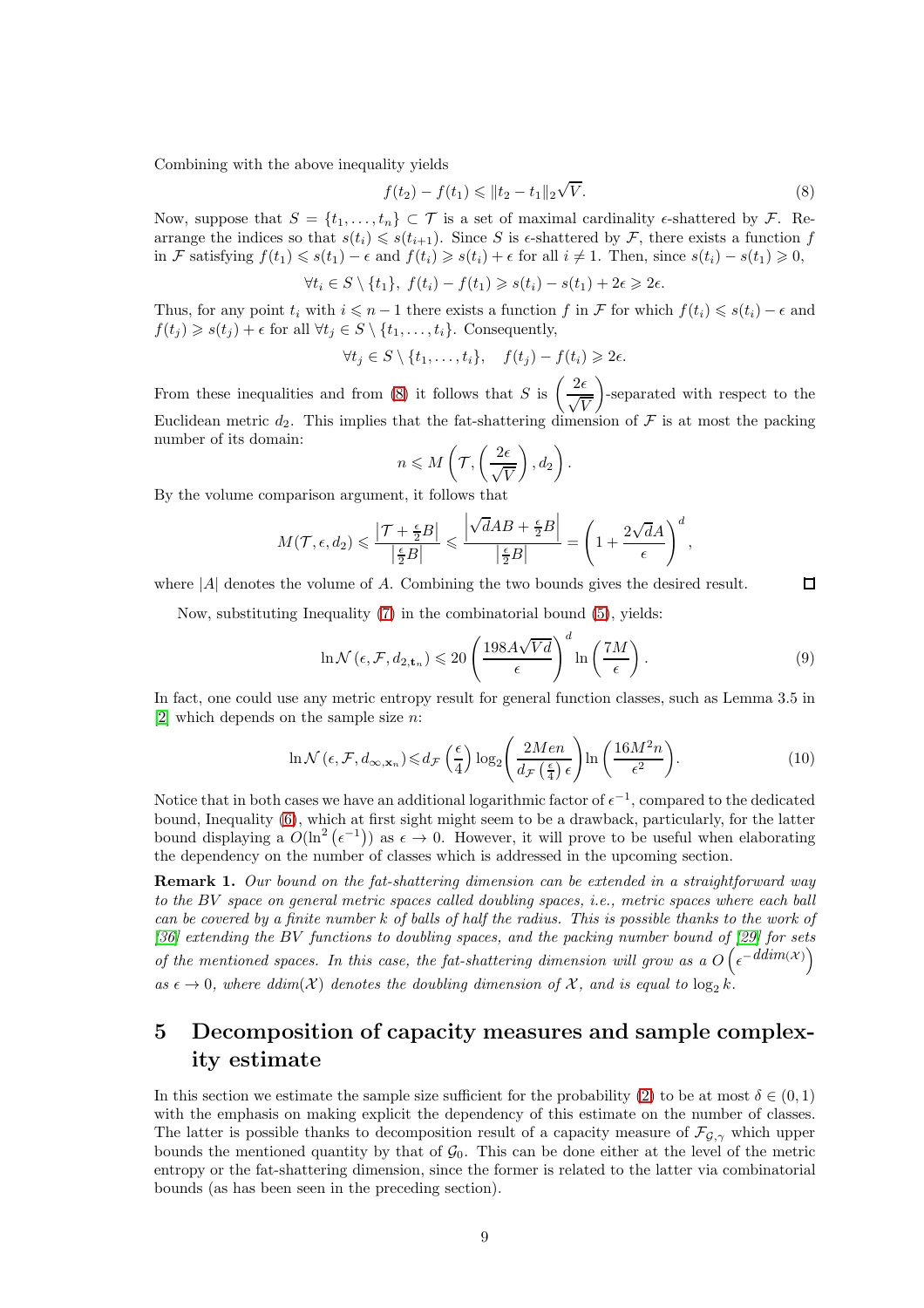Combining with the above inequality yields

$$f(t_2) - f(t_1) \leqslant \|t_2 - t_1\|_2 \sqrt{V}. \tag{8}$$

Now, suppose that $S = \{t_1, \dots, t_n\} \subset \mathcal{T}$ is a set of maximal cardinality $\epsilon$-shattered by $\mathcal{F}$. Rearrange the indices so that $s(t_i) \leqslant s(t_{i+1})$. Since $S$ is $\epsilon$-shattered by $\mathcal{F}$, there exists a function $f$ in $\mathcal{F}$ satisfying $f(t_1) \leqslant s(t_1) - \epsilon$ and $f(t_i) \geqslant s(t_i) + \epsilon$ for all $i \neq 1$. Then, since $s(t_i) - s(t_1) \geqslant 0$,

$$\forall t_i \in S \setminus \{t_1\},\ f(t_i) - f(t_1) \geqslant s(t_i) - s(t_1) + 2\epsilon \geqslant 2\epsilon.$$

Thus, for any point $t_i$ with $i \leqslant n-1$ there exists a function $f$ in $\mathcal{F}$ for which $f(t_i) \leqslant s(t_i) - \epsilon$ and $f(t_j) \geqslant s(t_j) + \epsilon$ for all $\forall t_j \in S \setminus \{t_1, \dots, t_i\}$. Consequently,

$$\forall t_j \in S \setminus \{t_1, \dots, t_i\}, \quad f(t_j) - f(t_i) \geqslant 2\epsilon.$$

From these inequalities and from (8) it follows that $S$ is $\left(\frac{2\epsilon}{\sqrt{V}}\right)$-separated with respect to the Euclidean metric $d_2$. This implies that the fat-shattering dimension of $\mathcal{F}$ is at most the packing number of its domain:

$$n \leqslant M\left(\mathcal{T}, \left(\frac{2\epsilon}{\sqrt{V}}\right), d_2\right).$$

By the volume comparison argument, it follows that

$$M(\mathcal{T}, \epsilon, d_2) \leqslant \frac{\left|\mathcal{T} + \frac{\epsilon}{2}B\right|}{\left|\frac{\epsilon}{2}B\right|} \leqslant \frac{\left|\sqrt{d}AB + \frac{\epsilon}{2}B\right|}{\left|\frac{\epsilon}{2}B\right|} = \left(1 + \frac{2\sqrt{d}A}{\epsilon}\right)^d,$$

where $|A|$ denotes the volume of $A$. Combining the two bounds gives the desired result. □

Now, substituting Inequality (7) in the combinatorial bound (5), yields:

$$\ln \mathcal{N}(\epsilon, \mathcal{F}, d_{2,\mathbf{t}_n}) \leqslant 20 \left(\frac{198A\sqrt{Vd}}{\epsilon}\right)^d \ln\left(\frac{7M}{\epsilon}\right). \tag{9}$$

In fact, one could use any metric entropy result for general function classes, such as Lemma 3.5 in [2] which depends on the sample size $n$:

$$\ln \mathcal{N}(\epsilon, \mathcal{F}, d_{\infty,\mathbf{x}_n}) \leqslant d_{\mathcal{F}}\left(\frac{\epsilon}{4}\right) \log_2\left(\frac{2Men}{d_{\mathcal{F}}\left(\frac{\epsilon}{4}\right)\epsilon}\right) \ln\left(\frac{16M^2 n}{\epsilon^2}\right). \tag{10}$$

Notice that in both cases we have an additional logarithmic factor of $\epsilon^{-1}$, compared to the dedicated bound, Inequality (6), which at first sight might seem to be a drawback, particularly, for the latter bound displaying a $O(\ln^2(\epsilon^{-1}))$ as $\epsilon \to 0$. However, it will prove to be useful when elaborating the dependency on the number of classes which is addressed in the upcoming section.

**Remark 1.** *Our bound on the fat-shattering dimension can be extended in a straightforward way to the BV space on general metric spaces called doubling spaces, i.e., metric spaces where each ball can be covered by a finite number $k$ of balls of half the radius. This is possible thanks to the work of [36] extending the BV functions to doubling spaces, and the packing number bound of [29] for sets of the mentioned spaces. In this case, the fat-shattering dimension will grow as a $O\left(\epsilon^{-ddim(\mathcal{X})}\right)$ as $\epsilon \to 0$, where $ddim(\mathcal{X})$ denotes the doubling dimension of $\mathcal{X}$, and is equal to $\log_2 k$.*

# 5 Decomposition of capacity measures and sample complexity estimate

In this section we estimate the sample size sufficient for the probability (2) to be at most $\delta \in (0,1)$ with the emphasis on making explicit the dependency of this estimate on the number of classes. The latter is possible thanks to decomposition result of a capacity measure of $\mathcal{F}_{\mathcal{G},\gamma}$ which upper bounds the mentioned quantity by that of $\mathcal{G}_0$. This can be done either at the level of the metric entropy or the fat-shattering dimension, since the former is related to the latter via combinatorial bounds (as has been seen in the preceding section).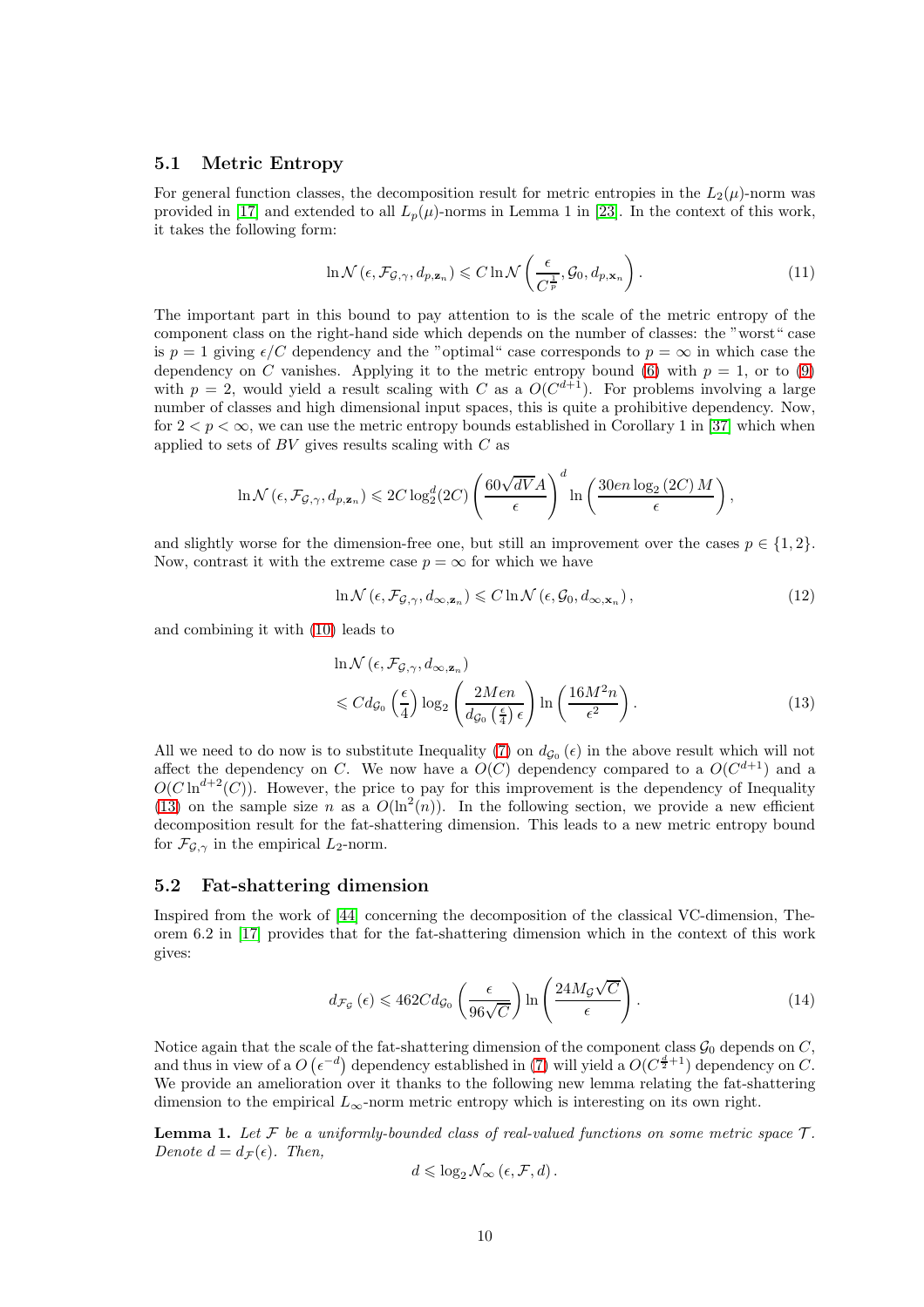### 5.1 Metric Entropy

For general function classes, the decomposition result for metric entropies in the $L_2(\mu)$-norm was provided in [17] and extended to all $L_p(\mu)$-norms in Lemma 1 in [23]. In the context of this work, it takes the following form:

$$\ln \mathcal{N}\left(\epsilon, \mathcal{F}_{\mathcal{G},\gamma}, d_{p,\mathbf{z}_n}\right) \leqslant C \ln \mathcal{N}\left(\frac{\epsilon}{C^{\frac{1}{p}}}, \mathcal{G}_0, d_{p,\mathbf{x}_n}\right). \tag{11}$$

The important part in this bound to pay attention to is the scale of the metric entropy of the component class on the right-hand side which depends on the number of classes: the "worst" case is $p = 1$ giving $\epsilon/C$ dependency and the "optimal" case corresponds to $p = \infty$ in which case the dependency on $C$ vanishes. Applying it to the metric entropy bound (6) with $p = 1$, or to (9) with $p = 2$, would yield a result scaling with $C$ as a $O(C^{d+1})$. For problems involving a large number of classes and high dimensional input spaces, this is quite a prohibitive dependency. Now, for $2 < p < \infty$, we can use the metric entropy bounds established in Corollary 1 in [37] which when applied to sets of $BV$ gives results scaling with $C$ as

$$\ln \mathcal{N}\left(\epsilon, \mathcal{F}_{\mathcal{G},\gamma}, d_{p,\mathbf{z}_n}\right) \leqslant 2C \log_2^d(2C) \left(\frac{60\sqrt{d}VA}{\epsilon}\right)^d \ln\left(\frac{30en\log_2(2C)M}{\epsilon}\right),$$

and slightly worse for the dimension-free one, but still an improvement over the cases $p \in \{1, 2\}$. Now, contrast it with the extreme case $p = \infty$ for which we have

$$\ln \mathcal{N}\left(\epsilon, \mathcal{F}_{\mathcal{G},\gamma}, d_{\infty,\mathbf{z}_n}\right) \leqslant C \ln \mathcal{N}\left(\epsilon, \mathcal{G}_0, d_{\infty,\mathbf{x}_n}\right), \tag{12}$$

and combining it with (10) leads to

$$\begin{aligned} &\ln \mathcal{N}\left(\epsilon, \mathcal{F}_{\mathcal{G},\gamma}, d_{\infty,\mathbf{z}_n}\right) \\ &\leqslant C d_{\mathcal{G}_0}\left(\frac{\epsilon}{4}\right) \log_2\left(\frac{2Men}{d_{\mathcal{G}_0}\left(\frac{\epsilon}{4}\right)\epsilon}\right) \ln\left(\frac{16M^2 n}{\epsilon^2}\right). \end{aligned} \tag{13}$$

All we need to do now is to substitute Inequality (7) on $d_{\mathcal{G}_0}(\epsilon)$ in the above result which will not affect the dependency on $C$. We now have a $O(C)$ dependency compared to a $O(C^{d+1})$ and a $O(C \ln^{d+2}(C))$. However, the price to pay for this improvement is the dependency of Inequality (13) on the sample size $n$ as a $O(\ln^2(n))$. In the following section, we provide a new efficient decomposition result for the fat-shattering dimension. This leads to a new metric entropy bound for $\mathcal{F}_{\mathcal{G},\gamma}$ in the empirical $L_2$-norm.

### 5.2 Fat-shattering dimension

Inspired from the work of [44] concerning the decomposition of the classical VC-dimension, Theorem 6.2 in [17] provides that for the fat-shattering dimension which in the context of this work gives:

$$d_{\mathcal{F}_{\mathcal{G}}}(\epsilon) \leqslant 462 C d_{\mathcal{G}_0}\left(\frac{\epsilon}{96\sqrt{C}}\right) \ln\left(\frac{24 M_{\mathcal{G}}\sqrt{C}}{\epsilon}\right). \tag{14}$$

Notice again that the scale of the fat-shattering dimension of the component class $\mathcal{G}_0$ depends on $C$, and thus in view of a $O\left(\epsilon^{-d}\right)$ dependency established in (7) will yield a $O(C^{\frac{d}{2}+1})$ dependency on $C$. We provide an amelioration over it thanks to the following new lemma relating the fat-shattering dimension to the empirical $L_\infty$-norm metric entropy which is interesting on its own right.

**Lemma 1.** *Let $\mathcal{F}$ be a uniformly-bounded class of real-valued functions on some metric space $\mathcal{T}$. Denote $d = d_{\mathcal{F}}(\epsilon)$. Then,*

$$d \leqslant \log_2 \mathcal{N}_\infty\left(\epsilon, \mathcal{F}, d\right).$$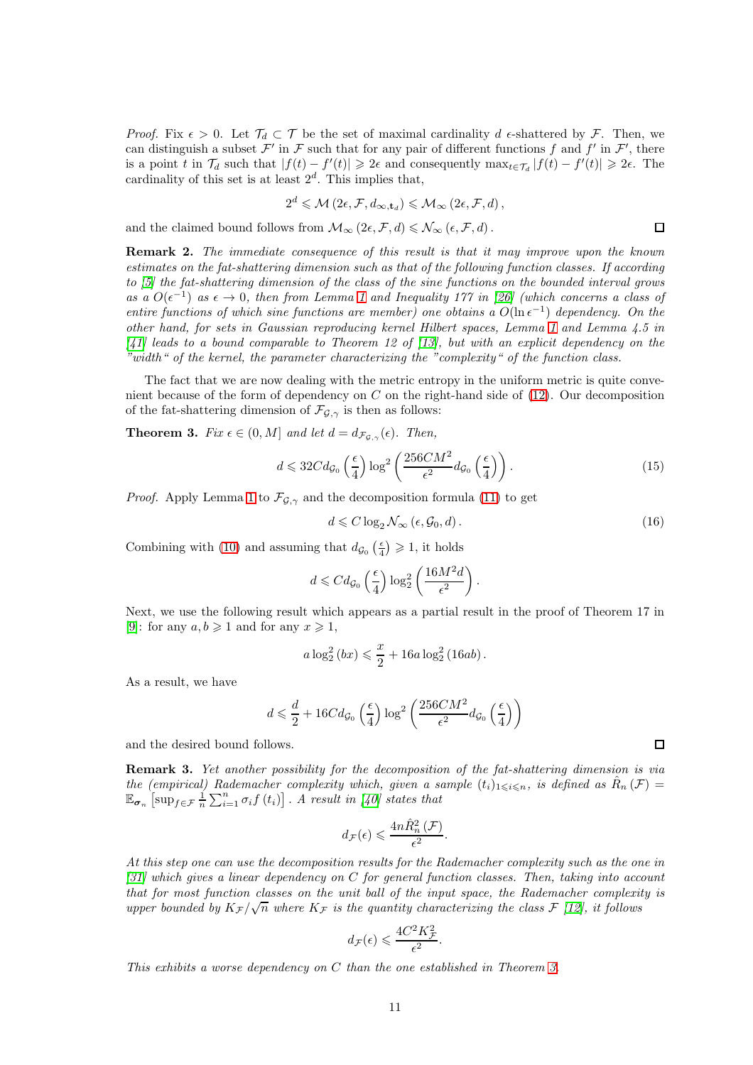*Proof.* Fix $\epsilon > 0$. Let $\mathcal{T}_d \subset \mathcal{T}$ be the set of maximal cardinality $d$ $\epsilon$-shattered by $\mathcal{F}$. Then, we can distinguish a subset $\mathcal{F}'$ in $\mathcal{F}$ such that for any pair of different functions $f$ and $f'$ in $\mathcal{F}'$, there is a point $t$ in $\mathcal{T}_d$ such that $|f(t) - f'(t)| \geqslant 2\epsilon$ and consequently $\max_{t \in \mathcal{T}_d} |f(t) - f'(t)| \geqslant 2\epsilon$. The cardinality of this set is at least $2^d$. This implies that,

$$2^d \leqslant \mathcal{M}\left(2\epsilon, \mathcal{F}, d_{\infty, \mathbf{t}_d}\right) \leqslant \mathcal{M}_\infty\left(2\epsilon, \mathcal{F}, d\right),$$

and the claimed bound follows from $\mathcal{M}_\infty\left(2\epsilon, \mathcal{F}, d\right) \leqslant \mathcal{N}_\infty\left(\epsilon, \mathcal{F}, d\right)$. ∎

**Remark 2.** *The immediate consequence of this result is that it may improve upon the known estimates on the fat-shattering dimension such as that of the following function classes. If according to [5] the fat-shattering dimension of the class of the sine functions on the bounded interval grows as a $O(\epsilon^{-1})$ as $\epsilon \to 0$, then from Lemma 1 and Inequality 177 in [26] (which concerns a class of entire functions of which sine functions are member) one obtains a $O(\ln \epsilon^{-1})$ dependency. On the other hand, for sets in Gaussian reproducing kernel Hilbert spaces, Lemma 1 and Lemma 4.5 in [41] leads to a bound comparable to Theorem 12 of [13], but with an explicit dependency on the "width" of the kernel, the parameter characterizing the "complexity" of the function class.*

The fact that we are now dealing with the metric entropy in the uniform metric is quite convenient because of the form of dependency on $C$ on the right-hand side of (12). Our decomposition of the fat-shattering dimension of $\mathcal{F}_{\mathcal{G},\gamma}$ is then as follows:

**Theorem 3.** *Fix $\epsilon \in (0, M]$ and let $d = d_{\mathcal{F}_{\mathcal{G},\gamma}}(\epsilon)$. Then,*

$$d \leqslant 32 C d_{\mathcal{G}_0}\left(\frac{\epsilon}{4}\right) \log^2\left(\frac{256 C M^2}{\epsilon^2} d_{\mathcal{G}_0}\left(\frac{\epsilon}{4}\right)\right). \tag{15}$$

*Proof.* Apply Lemma 1 to $\mathcal{F}_{\mathcal{G},\gamma}$ and the decomposition formula (11) to get

$$d \leqslant C \log_2 \mathcal{N}_\infty\left(\epsilon, \mathcal{G}_0, d\right). \tag{16}$$

Combining with (10) and assuming that $d_{\mathcal{G}_0}\left(\frac{\epsilon}{4}\right) \geqslant 1$, it holds

$$d \leqslant C d_{\mathcal{G}_0}\left(\frac{\epsilon}{4}\right) \log_2^2\left(\frac{16 M^2 d}{\epsilon^2}\right).$$

Next, we use the following result which appears as a partial result in the proof of Theorem 17 in [9]: for any $a, b \geqslant 1$ and for any $x \geqslant 1$,

$$a \log_2^2(bx) \leqslant \frac{x}{2} + 16 a \log_2^2(16ab).$$

As a result, we have

$$d \leqslant \frac{d}{2} + 16 C d_{\mathcal{G}_0}\left(\frac{\epsilon}{4}\right) \log^2\left(\frac{256 C M^2}{\epsilon^2} d_{\mathcal{G}_0}\left(\frac{\epsilon}{4}\right)\right)$$

and the desired bound follows. ∎

**Remark 3.** *Yet another possibility for the decomposition of the fat-shattering dimension is via the (empirical) Rademacher complexity which, given a sample $(t_i)_{1 \leqslant i \leqslant n}$, is defined as $\hat{R}_n(\mathcal{F}) = \mathbb{E}_{\boldsymbol{\sigma}_n}\left[\sup_{f \in \mathcal{F}} \frac{1}{n} \sum_{i=1}^n \sigma_i f(t_i)\right]$. A result in [40] states that*

$$d_{\mathcal{F}}(\epsilon) \leqslant \frac{4 n \hat{R}_n^2(\mathcal{F})}{\epsilon^2}.$$

*At this step one can use the decomposition results for the Rademacher complexity such as the one in [31] which gives a linear dependency on $C$ for general function classes. Then, taking into account that for most function classes on the unit ball of the input space, the Rademacher complexity is upper bounded by $K_{\mathcal{F}}/\sqrt{n}$ where $K_{\mathcal{F}}$ is the quantity characterizing the class $\mathcal{F}$ [12], it follows*

$$d_{\mathcal{F}}(\epsilon) \leqslant \frac{4 C^2 K_{\mathcal{F}}^2}{\epsilon^2}.$$

*This exhibits a worse dependency on $C$ than the one established in Theorem 3.*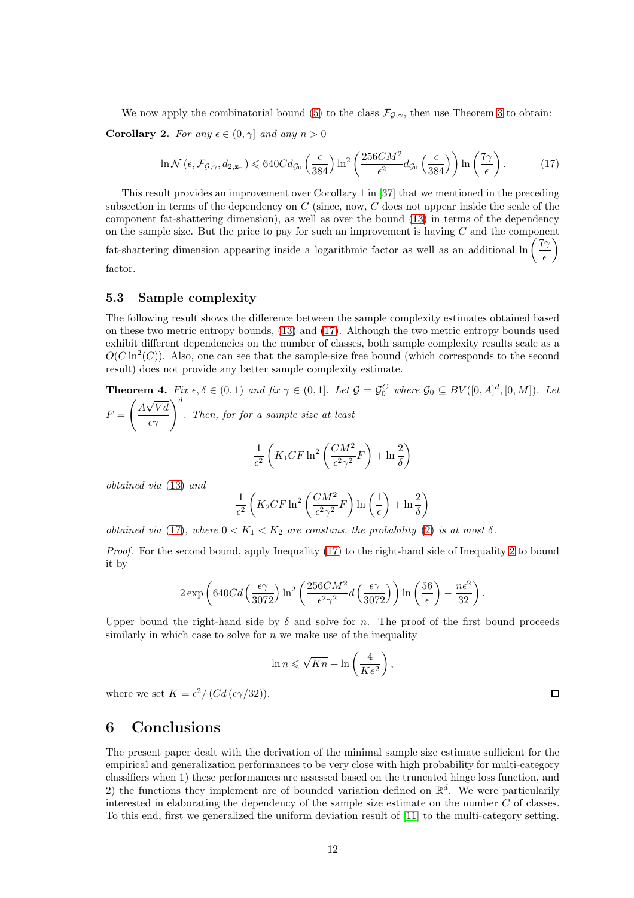We now apply the combinatorial bound (5) to the class $\mathcal{F}_{\mathcal{G},\gamma}$, then use Theorem 3 to obtain:

**Corollary 2.** *For any $\epsilon \in (0, \gamma]$ and any $n > 0$*

$$\ln \mathcal{N}\left(\epsilon, \mathcal{F}_{\mathcal{G},\gamma}, d_{2,\mathbf{z}_n}\right) \leqslant 640 C d_{\mathcal{G}_0}\left(\frac{\epsilon}{384}\right) \ln^2\left(\frac{256 C M^2}{\epsilon^2} d_{\mathcal{G}_0}\left(\frac{\epsilon}{384}\right)\right) \ln\left(\frac{7\gamma}{\epsilon}\right). \tag{17}$$

This result provides an improvement over Corollary 1 in [37] that we mentioned in the preceding subsection in terms of the dependency on $C$ (since, now, $C$ does not appear inside the scale of the component fat-shattering dimension), as well as over the bound (13) in terms of the dependency on the sample size. But the price to pay for such an improvement is having $C$ and the component fat-shattering dimension appearing inside a logarithmic factor as well as an additional $\ln\left(\frac{7\gamma}{\epsilon}\right)$ factor.

### 5.3 Sample complexity

The following result shows the difference between the sample complexity estimates obtained based on these two metric entropy bounds, (13) and (17). Although the two metric entropy bounds used exhibit different dependencies on the number of classes, both sample complexity results scale as a $O(C \ln^2(C))$. Also, one can see that the sample-size free bound (which corresponds to the second result) does not provide any better sample complexity estimate.

**Theorem 4.** *Fix $\epsilon, \delta \in (0, 1)$ and fix $\gamma \in (0, 1]$. Let $\mathcal{G} = \mathcal{G}_0^C$ where $\mathcal{G}_0 \subseteq BV([0, A]^d, [0, M])$. Let $F = \left(\frac{A\sqrt{V d}}{\epsilon\gamma}\right)^d$. Then, for for a sample size at least*

$$\frac{1}{\epsilon^2}\left(K_1 C F \ln^2\left(\frac{C M^2}{\epsilon^2\gamma^2} F\right) + \ln\frac{2}{\delta}\right)$$

*obtained via (13) and*

$$\frac{1}{\epsilon^2}\left(K_2 C F \ln^2\left(\frac{C M^2}{\epsilon^2\gamma^2} F\right) \ln\left(\frac{1}{\epsilon}\right) + \ln\frac{2}{\delta}\right)$$

*obtained via (17), where $0 < K_1 < K_2$ are constans, the probability (2) is at most $\delta$.*

*Proof.* For the second bound, apply Inequality (17) to the right-hand side of Inequality 2 to bound it by

$$2\exp\left(640 C d\left(\frac{\epsilon\gamma}{3072}\right) \ln^2\left(\frac{256 C M^2}{\epsilon^2\gamma^2} d\left(\frac{\epsilon\gamma}{3072}\right)\right) \ln\left(\frac{56}{\epsilon}\right) - \frac{n\epsilon^2}{32}\right).$$

Upper bound the right-hand side by $\delta$ and solve for $n$. The proof of the first bound proceeds similarly in which case to solve for $n$ we make use of the inequality

$$\ln n \leqslant \sqrt{Kn} + \ln\left(\frac{4}{Ke^2}\right),$$

where we set $K = \epsilon^2 / \left(C d\left(\epsilon\gamma/32\right)\right)$. ∎

## 6 Conclusions

The present paper dealt with the derivation of the minimal sample size estimate sufficient for the empirical and generalization performances to be very close with high probability for multi-category classifiers when 1) these performances are assessed based on the truncated hinge loss function, and 2) the functions they implement are of bounded variation defined on $\mathbb{R}^d$. We were particularly interested in elaborating the dependency of the sample size estimate on the number $C$ of classes. To this end, first we generalized the uniform deviation result of [11] to the multi-category setting.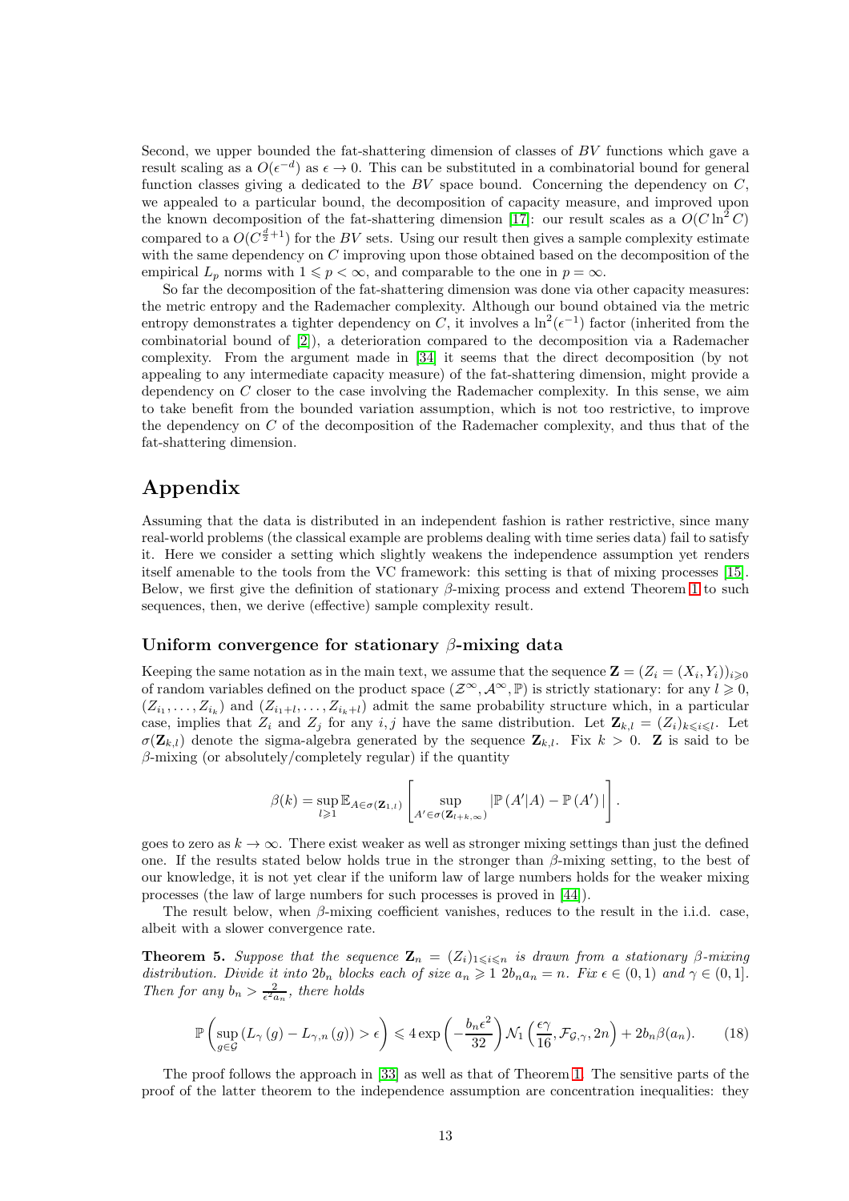Second, we upper bounded the fat-shattering dimension of classes of $BV$ functions which gave a result scaling as a $O(\epsilon^{-d})$ as $\epsilon \to 0$. This can be substituted in a combinatorial bound for general function classes giving a dedicated to the $BV$ space bound. Concerning the dependency on $C$, we appealed to a particular bound, the decomposition of capacity measure, and improved upon the known decomposition of the fat-shattering dimension [17]: our result scales as a $O(C \ln^2 C)$ compared to a $O(C^{\frac{d}{2}+1})$ for the $BV$ sets. Using our result then gives a sample complexity estimate with the same dependency on $C$ improving upon those obtained based on the decomposition of the empirical $L_p$ norms with $1 \leqslant p < \infty$, and comparable to the one in $p = \infty$.

So far the decomposition of the fat-shattering dimension was done via other capacity measures: the metric entropy and the Rademacher complexity. Although our bound obtained via the metric entropy demonstrates a tighter dependency on $C$, it involves a $\ln^2(\epsilon^{-1})$ factor (inherited from the combinatorial bound of [2]), a deterioration compared to the decomposition via a Rademacher complexity. From the argument made in [34] it seems that the direct decomposition (by not appealing to any intermediate capacity measure) of the fat-shattering dimension, might provide a dependency on $C$ closer to the case involving the Rademacher complexity. In this sense, we aim to take benefit from the bounded variation assumption, which is not too restrictive, to improve the dependency on $C$ of the decomposition of the Rademacher complexity, and thus that of the fat-shattering dimension.

# Appendix

Assuming that the data is distributed in an independent fashion is rather restrictive, since many real-world problems (the classical example are problems dealing with time series data) fail to satisfy it. Here we consider a setting which slightly weakens the independence assumption yet renders itself amenable to the tools from the VC framework: this setting is that of mixing processes [15]. Below, we first give the definition of stationary $\beta$-mixing process and extend Theorem 1 to such sequences, then, we derive (effective) sample complexity result.

### Uniform convergence for stationary $\beta$-mixing data

Keeping the same notation as in the main text, we assume that the sequence $\mathbf{Z} = (Z_i = (X_i, Y_i))_{i \geqslant 0}$ of random variables defined on the product space $(\mathcal{Z}^\infty, \mathcal{A}^\infty, \mathbb{P})$ is strictly stationary: for any $l \geqslant 0$, $(Z_{i_1}, \ldots, Z_{i_k})$ and $(Z_{i_1+l}, \ldots, Z_{i_k+l})$ admit the same probability structure which, in a particular case, implies that $Z_i$ and $Z_j$ for any $i, j$ have the same distribution. Let $\mathbf{Z}_{k,l} = (Z_i)_{k \leqslant i \leqslant l}$. Let $\sigma(\mathbf{Z}_{k,l})$ denote the sigma-algebra generated by the sequence $\mathbf{Z}_{k,l}$. Fix $k > 0$. $\mathbf{Z}$ is said to be $\beta$-mixing (or absolutely/completely regular) if the quantity

$$\beta(k) = \sup_{l \geqslant 1} \mathbb{E}_{A \in \sigma(\mathbf{Z}_{1,l})} \left[ \sup_{A' \in \sigma(\mathbf{Z}_{l+k,\infty})} \left| \mathbb{P}(A'|A) - \mathbb{P}(A') \right| \right].$$

goes to zero as $k \to \infty$. There exist weaker as well as stronger mixing settings than just the defined one. If the results stated below holds true in the stronger than $\beta$-mixing setting, to the best of our knowledge, it is not yet clear if the uniform law of large numbers holds for the weaker mixing processes (the law of large numbers for such processes is proved in [44]).

The result below, when $\beta$-mixing coefficient vanishes, reduces to the result in the i.i.d. case, albeit with a slower convergence rate.

**Theorem 5.** *Suppose that the sequence $\mathbf{Z}_n = (Z_i)_{1 \leqslant i \leqslant n}$ is drawn from a stationary $\beta$-mixing distribution. Divide it into $2b_n$ blocks each of size $a_n \geqslant 1$ $2b_n a_n = n$. Fix $\epsilon \in (0,1)$ and $\gamma \in (0,1]$. Then for any $b_n > \frac{2}{\epsilon^2 a_n}$, there holds*

$$\mathbb{P}\left( \sup_{g \in \mathcal{G}} \left( L_\gamma(g) - L_{\gamma,n}(g) \right) > \epsilon \right) \leqslant 4 \exp\left( -\frac{b_n \epsilon^2}{32} \right) \mathcal{N}_1\left( \frac{\epsilon\gamma}{16}, \mathcal{F}_{\mathcal{G},\gamma}, 2n \right) + 2b_n \beta(a_n). \tag{18}$$

The proof follows the approach in [33] as well as that of Theorem 1. The sensitive parts of the proof of the latter theorem to the independence assumption are concentration inequalities: they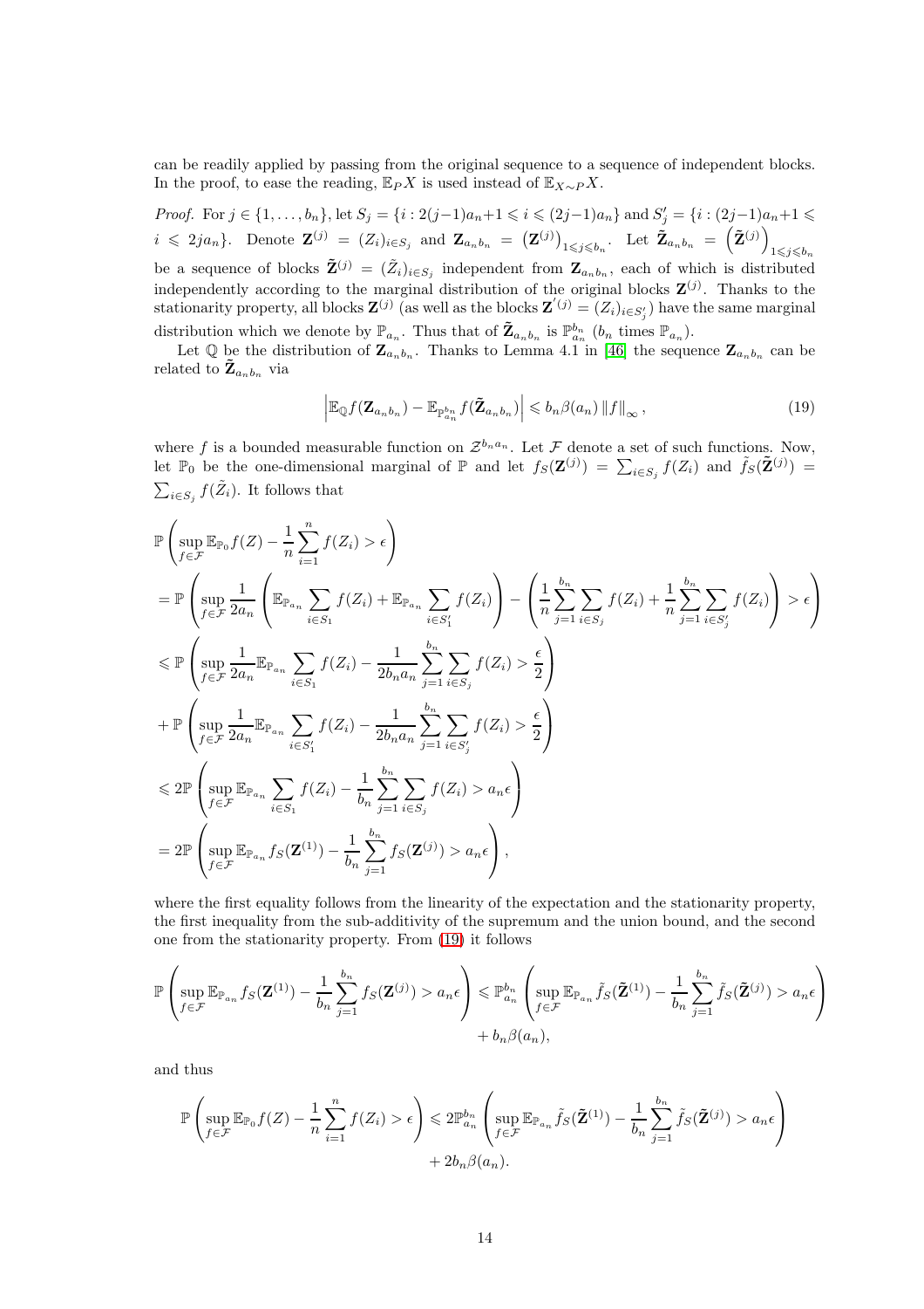can be readily applied by passing from the original sequence to a sequence of independent blocks. In the proof, to ease the reading, $\mathbb{E}_P X$ is used instead of $\mathbb{E}_{X\sim P} X$.

*Proof.* For $j \in \{1, \ldots, b_n\}$, let $S_j = \{i : 2(j-1)a_n+1 \leqslant i \leqslant (2j-1)a_n\}$ and $S_j' = \{i : (2j-1)a_n+1 \leqslant i \leqslant 2ja_n\}$. Denote $\mathbf{Z}^{(j)} = (Z_i)_{i\in S_j}$ and $\mathbf{Z}_{a_n b_n} = \left(\mathbf{Z}^{(j)}\right)_{1\leqslant j\leqslant b_n}$. Let $\tilde{\mathbf{Z}}_{a_n b_n} = \left(\tilde{\mathbf{Z}}^{(j)}\right)_{1\leqslant j\leqslant b_n}$ be a sequence of blocks $\tilde{\mathbf{Z}}^{(j)} = (\tilde{Z}_i)_{i\in S_j}$ independent from $\mathbf{Z}_{a_n b_n}$, each of which is distributed independently according to the marginal distribution of the original blocks $\mathbf{Z}^{(j)}$. Thanks to the stationarity property, all blocks $\mathbf{Z}^{(j)}$ (as well as the blocks $\mathbf{Z}^{'(j)} = (Z_i)_{i\in S_j'}$) have the same marginal distribution which we denote by $\mathbb{P}_{a_n}$. Thus that of $\tilde{\mathbf{Z}}_{a_n b_n}$ is $\mathbb{P}_{a_n}^{b_n}$ ($b_n$ times $\mathbb{P}_{a_n}$).

Let $\mathbb{Q}$ be the distribution of $\mathbf{Z}_{a_n b_n}$. Thanks to Lemma 4.1 in [46] the sequence $\mathbf{Z}_{a_n b_n}$ can be related to $\tilde{\mathbf{Z}}_{a_n b_n}$ via

$$\left|\mathbb{E}_{\mathbb{Q}} f(\mathbf{Z}_{a_n b_n}) - \mathbb{E}_{\mathbb{P}_{a_n}^{b_n}} f(\tilde{\mathbf{Z}}_{a_n b_n})\right| \leqslant b_n \beta(a_n) \left\|f\right\|_\infty, \tag{19}$$

where $f$ is a bounded measurable function on $\mathcal{Z}^{b_n a_n}$. Let $\mathcal{F}$ denote a set of such functions. Now, let $\mathbb{P}_0$ be the one-dimensional marginal of $\mathbb{P}$ and let $f_S(\mathbf{Z}^{(j)}) = \sum_{i\in S_j} f(Z_i)$ and $\tilde{f}_S(\tilde{\mathbf{Z}}^{(j)}) = \sum_{i\in S_j} f(\tilde{Z}_i)$. It follows that

$$\begin{aligned}
&\mathbb{P}\left(\sup_{f\in\mathcal{F}} \mathbb{E}_{\mathbb{P}_0} f(Z) - \frac{1}{n}\sum_{i=1}^n f(Z_i) > \epsilon\right) \\
&= \mathbb{P}\left(\sup_{f\in\mathcal{F}} \frac{1}{2a_n}\left(\mathbb{E}_{\mathbb{P}_{a_n}} \sum_{i\in S_1} f(Z_i) + \mathbb{E}_{\mathbb{P}_{a_n}} \sum_{i\in S_1'} f(Z_i)\right) - \left(\frac{1}{n}\sum_{j=1}^{b_n}\sum_{i\in S_j} f(Z_i) + \frac{1}{n}\sum_{j=1}^{b_n}\sum_{i\in S_j'} f(Z_i)\right) > \epsilon\right) \\
&\leqslant \mathbb{P}\left(\sup_{f\in\mathcal{F}} \frac{1}{2a_n}\mathbb{E}_{\mathbb{P}_{a_n}} \sum_{i\in S_1} f(Z_i) - \frac{1}{2b_n a_n}\sum_{j=1}^{b_n}\sum_{i\in S_j} f(Z_i) > \frac{\epsilon}{2}\right) \\
&+ \mathbb{P}\left(\sup_{f\in\mathcal{F}} \frac{1}{2a_n}\mathbb{E}_{\mathbb{P}_{a_n}} \sum_{i\in S_1'} f(Z_i) - \frac{1}{2b_n a_n}\sum_{j=1}^{b_n}\sum_{i\in S_j'} f(Z_i) > \frac{\epsilon}{2}\right) \\
&\leqslant 2\mathbb{P}\left(\sup_{f\in\mathcal{F}} \mathbb{E}_{\mathbb{P}_{a_n}} \sum_{i\in S_1} f(Z_i) - \frac{1}{b_n}\sum_{j=1}^{b_n}\sum_{i\in S_j} f(Z_i) > a_n\epsilon\right) \\
&= 2\mathbb{P}\left(\sup_{f\in\mathcal{F}} \mathbb{E}_{\mathbb{P}_{a_n}} f_S(\mathbf{Z}^{(1)}) - \frac{1}{b_n}\sum_{j=1}^{b_n} f_S(\mathbf{Z}^{(j)}) > a_n\epsilon\right),
\end{aligned}$$

where the first equality follows from the linearity of the expectation and the stationarity property, the first inequality from the sub-additivity of the supremum and the union bound, and the second one from the stationarity property. From (19) it follows

$$\begin{aligned}
\mathbb{P}\left(\sup_{f\in\mathcal{F}} \mathbb{E}_{\mathbb{P}_{a_n}} f_S(\mathbf{Z}^{(1)}) - \frac{1}{b_n}\sum_{j=1}^{b_n} f_S(\mathbf{Z}^{(j)}) > a_n\epsilon\right) \leqslant{}& \mathbb{P}_{a_n}^{b_n}\left(\sup_{f\in\mathcal{F}} \mathbb{E}_{\mathbb{P}_{a_n}} \tilde{f}_S(\tilde{\mathbf{Z}}^{(1)}) - \frac{1}{b_n}\sum_{j=1}^{b_n} \tilde{f}_S(\tilde{\mathbf{Z}}^{(j)}) > a_n\epsilon\right) \\
&+ b_n\beta(a_n),
\end{aligned}$$

and thus

$$\begin{aligned}
\mathbb{P}\left(\sup_{f\in\mathcal{F}} \mathbb{E}_{\mathbb{P}_0} f(Z) - \frac{1}{n}\sum_{i=1}^n f(Z_i) > \epsilon\right) \leqslant{}& 2\mathbb{P}_{a_n}^{b_n}\left(\sup_{f\in\mathcal{F}} \mathbb{E}_{\mathbb{P}_{a_n}} \tilde{f}_S(\tilde{\mathbf{Z}}^{(1)}) - \frac{1}{b_n}\sum_{j=1}^{b_n} \tilde{f}_S(\tilde{\mathbf{Z}}^{(j)}) > a_n\epsilon\right) \\
&+ 2b_n\beta(a_n).
\end{aligned}$$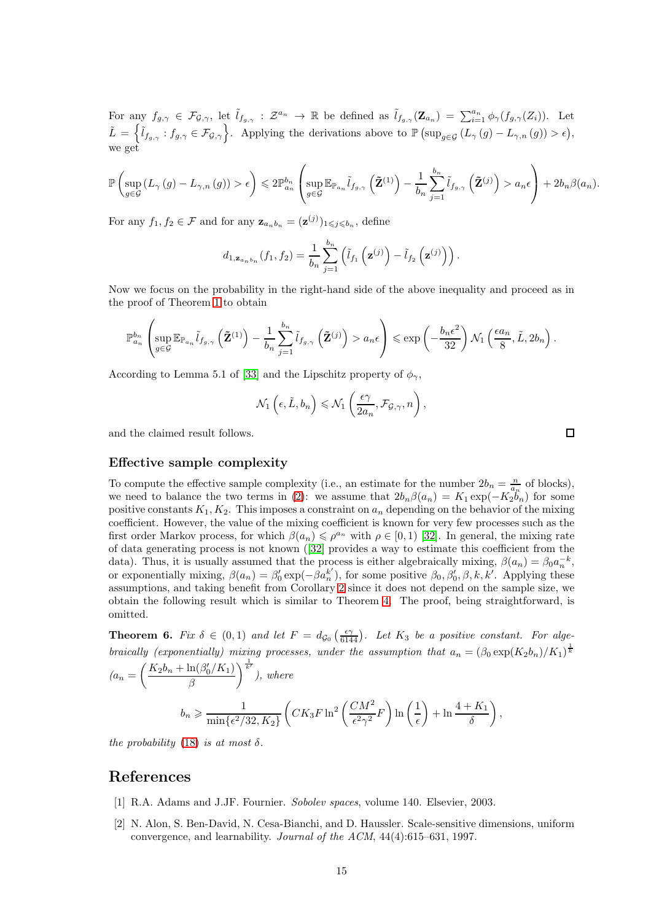For any $f_{g,\gamma} \in \mathcal{F}_{\mathcal{G},\gamma}$, let $\tilde{l}_{f_{g,\gamma}} : \mathcal{Z}^{a_n} \to \mathbb{R}$ be defined as $\tilde{l}_{f_{g,\gamma}}(\mathbf{Z}_{a_n}) = \sum_{i=1}^{a_n} \phi_\gamma(f_{g,\gamma}(Z_i))$. Let $\tilde{L} = \left\{ \tilde{l}_{f_{g,\gamma}} : f_{g,\gamma} \in \mathcal{F}_{\mathcal{G},\gamma} \right\}$. Applying the derivations above to $\mathbb{P}\left( \sup_{g \in \mathcal{G}} \left( L_\gamma(g) - L_{\gamma,n}(g) \right) > \epsilon \right)$, we get

$$\mathbb{P}\left( \sup_{g \in \mathcal{G}} \left( L_\gamma(g) - L_{\gamma,n}(g) \right) > \epsilon \right) \leqslant 2\mathbb{P}_{a_n}^{b_n}\left( \sup_{g \in \mathcal{G}} \mathbb{E}_{\mathbb{P}_{a_n}} \tilde{l}_{f_{g,\gamma}}\left( \tilde{\mathbf{Z}}^{(1)} \right) - \frac{1}{b_n} \sum_{j=1}^{b_n} \tilde{l}_{f_{g,\gamma}}\left( \tilde{\mathbf{Z}}^{(j)} \right) > a_n \epsilon \right) + 2b_n \beta(a_n).$$

For any $f_1, f_2 \in \mathcal{F}$ and for any $\mathbf{z}_{a_n b_n} = (\mathbf{z}^{(j)})_{1 \leqslant j \leqslant b_n}$, define

$$d_{1,\mathbf{z}_{a_n b_n}}(f_1, f_2) = \frac{1}{b_n} \sum_{j=1}^{b_n} \left( \tilde{l}_{f_1}\left( \mathbf{z}^{(j)} \right) - \tilde{l}_{f_2}\left( \mathbf{z}^{(j)} \right) \right).$$

Now we focus on the probability in the right-hand side of the above inequality and proceed as in the proof of Theorem 1 to obtain

$$\mathbb{P}_{a_n}^{b_n}\left( \sup_{g \in \mathcal{G}} \mathbb{E}_{\mathbb{P}_{a_n}} \tilde{l}_{f_{g,\gamma}}\left( \tilde{\mathbf{Z}}^{(1)} \right) - \frac{1}{b_n} \sum_{j=1}^{b_n} \tilde{l}_{f_{g,\gamma}}\left( \tilde{\mathbf{Z}}^{(j)} \right) > a_n \epsilon \right) \leqslant \exp\left( -\frac{b_n \epsilon^2}{32} \right) \mathcal{N}_1\left( \frac{\epsilon a_n}{8}, \tilde{L}, 2b_n \right).$$

According to Lemma 5.1 of [33] and the Lipschitz property of $\phi_\gamma$,

$$\mathcal{N}_1\left( \epsilon, \tilde{L}, b_n \right) \leqslant \mathcal{N}_1\left( \frac{\epsilon \gamma}{2a_n}, \mathcal{F}_{\mathcal{G},\gamma}, n \right),$$

and the claimed result follows. $\square$

### Effective sample complexity

To compute the effective sample complexity (i.e., an estimate for the number $2b_n = \frac{n}{a_n}$ of blocks), we need to balance the two terms in (2): we assume that $2b_n\beta(a_n) = K_1 \exp(-K_2 b_n)$ for some positive constants $K_1, K_2$. This imposes a constraint on $a_n$ depending on the behavior of the mixing coefficient. However, the value of the mixing coefficient is known for very few processes such as the first order Markov process, for which $\beta(a_n) \leqslant \rho^{a_n}$ with $\rho \in [0,1)$ [32]. In general, the mixing rate of data generating process is not known ([32] provides a way to estimate this coefficient from the data). Thus, it is usually assumed that the process is either algebraically mixing, $\beta(a_n) = \beta_0 a_n^{-k}$, or exponentially mixing, $\beta(a_n) = \beta_0' \exp(-\beta a_n^{k'})$, for some positive $\beta_0, \beta_0', \beta, k, k'$. Applying these assumptions, and taking benefit from Corollary 2 since it does not depend on the sample size, we obtain the following result which is similar to Theorem 4. The proof, being straightforward, is omitted.

**Theorem 6.** *Fix $\delta \in (0,1)$ and let $F = d_{\mathcal{G}_0}\left( \frac{\epsilon\gamma}{6144} \right)$. Let $K_3$ be a positive constant. For algebraically (exponentially) mixing processes, under the assumption that $a_n = (\beta_0 \exp(K_2 b_n)/K_1)^{\frac{1}{k}}$ ($a_n = \left( \frac{K_2 b_n + \ln(\beta_0'/K_1)}{\beta} \right)^{\frac{1}{k'}}$), where*

$$b_n \geqslant \frac{1}{\min\{\epsilon^2/32, K_2\}} \left( C K_3 F \ln^2\left( \frac{CM^2}{\epsilon^2\gamma^2} F \right) \ln\left( \frac{1}{\epsilon} \right) + \ln \frac{4 + K_1}{\delta} \right),$$

*the probability (18) is at most $\delta$.*

## References

[1] R.A. Adams and J.JF. Fournier. *Sobolev spaces*, volume 140. Elsevier, 2003.

[2] N. Alon, S. Ben-David, N. Cesa-Bianchi, and D. Haussler. Scale-sensitive dimensions, uniform convergence, and learnability. *Journal of the ACM*, 44(4):615–631, 1997.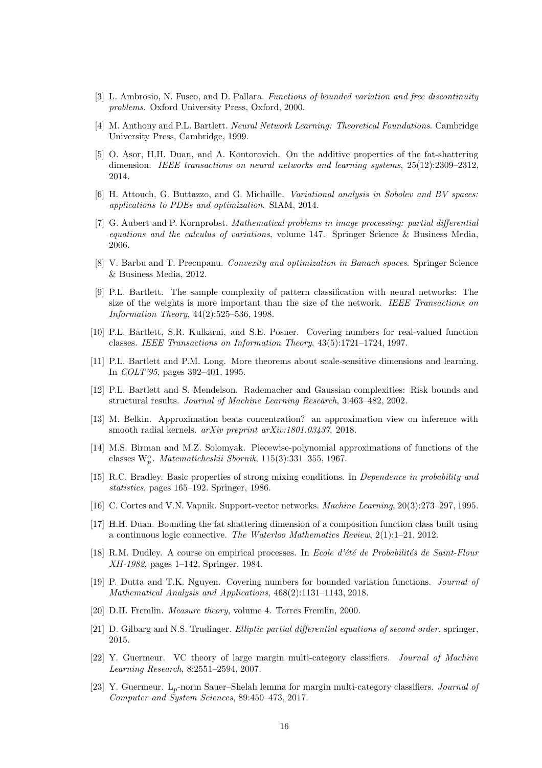[3] L. Ambrosio, N. Fusco, and D. Pallara. *Functions of bounded variation and free discontinuity problems*. Oxford University Press, Oxford, 2000.

[4] M. Anthony and P.L. Bartlett. *Neural Network Learning: Theoretical Foundations*. Cambridge University Press, Cambridge, 1999.

[5] O. Asor, H.H. Duan, and A. Kontorovich. On the additive properties of the fat-shattering dimension. *IEEE transactions on neural networks and learning systems*, 25(12):2309–2312, 2014.

[6] H. Attouch, G. Buttazzo, and G. Michaille. *Variational analysis in Sobolev and BV spaces: applications to PDEs and optimization*. SIAM, 2014.

[7] G. Aubert and P. Kornprobst. *Mathematical problems in image processing: partial differential equations and the calculus of variations*, volume 147. Springer Science & Business Media, 2006.

[8] V. Barbu and T. Precupanu. *Convexity and optimization in Banach spaces*. Springer Science & Business Media, 2012.

[9] P.L. Bartlett. The sample complexity of pattern classification with neural networks: The size of the weights is more important than the size of the network. *IEEE Transactions on Information Theory*, 44(2):525–536, 1998.

[10] P.L. Bartlett, S.R. Kulkarni, and S.E. Posner. Covering numbers for real-valued function classes. *IEEE Transactions on Information Theory*, 43(5):1721–1724, 1997.

[11] P.L. Bartlett and P.M. Long. More theorems about scale-sensitive dimensions and learning. In *COLT'95*, pages 392–401, 1995.

[12] P.L. Bartlett and S. Mendelson. Rademacher and Gaussian complexities: Risk bounds and structural results. *Journal of Machine Learning Research*, 3:463–482, 2002.

[13] M. Belkin. Approximation beats concentration? an approximation view on inference with smooth radial kernels. *arXiv preprint arXiv:1801.03437*, 2018.

[14] M.S. Birman and M.Z. Solomyak. Piecewise-polynomial approximations of functions of the classes $\mathrm{W}_p^\alpha$. *Matematicheskii Sbornik*, 115(3):331–355, 1967.

[15] R.C. Bradley. Basic properties of strong mixing conditions. In *Dependence in probability and statistics*, pages 165–192. Springer, 1986.

[16] C. Cortes and V.N. Vapnik. Support-vector networks. *Machine Learning*, 20(3):273–297, 1995.

[17] H.H. Duan. Bounding the fat shattering dimension of a composition function class built using a continuous logic connective. *The Waterloo Mathematics Review*, 2(1):1–21, 2012.

[18] R.M. Dudley. A course on empirical processes. In *Ecole d'été de Probabilités de Saint-Flour XII-1982*, pages 1–142. Springer, 1984.

[19] P. Dutta and T.K. Nguyen. Covering numbers for bounded variation functions. *Journal of Mathematical Analysis and Applications*, 468(2):1131–1143, 2018.

[20] D.H. Fremlin. *Measure theory*, volume 4. Torres Fremlin, 2000.

[21] D. Gilbarg and N.S. Trudinger. *Elliptic partial differential equations of second order*. springer, 2015.

[22] Y. Guermeur. VC theory of large margin multi-category classifiers. *Journal of Machine Learning Research*, 8:2551–2594, 2007.

[23] Y. Guermeur. $\mathrm{L}_p$-norm Sauer–Shelah lemma for margin multi-category classifiers. *Journal of Computer and System Sciences*, 89:450–473, 2017.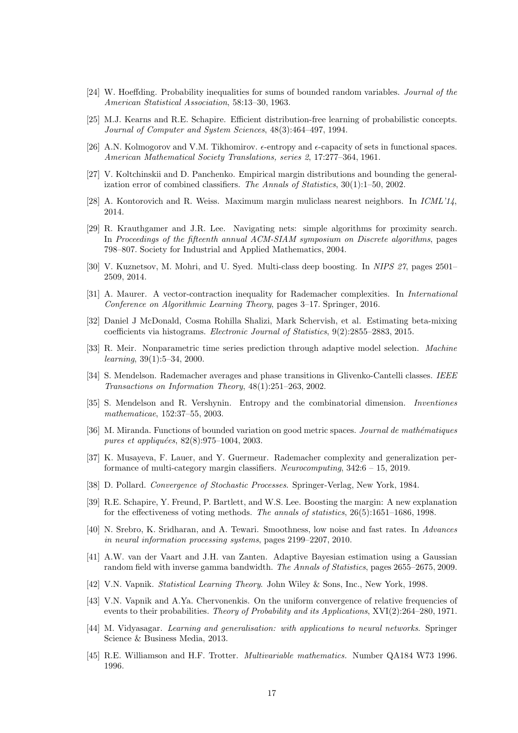[24] W. Hoeffding. Probability inequalities for sums of bounded random variables. *Journal of the American Statistical Association*, 58:13–30, 1963.

[25] M.J. Kearns and R.E. Schapire. Efficient distribution-free learning of probabilistic concepts. *Journal of Computer and System Sciences*, 48(3):464–497, 1994.

[26] A.N. Kolmogorov and V.M. Tikhomirov. $\epsilon$-entropy and $\epsilon$-capacity of sets in functional spaces. *American Mathematical Society Translations, series 2*, 17:277–364, 1961.

[27] V. Koltchinskii and D. Panchenko. Empirical margin distributions and bounding the generalization error of combined classifiers. *The Annals of Statistics*, 30(1):1–50, 2002.

[28] A. Kontorovich and R. Weiss. Maximum margin muliclass nearest neighbors. In *ICML'14*, 2014.

[29] R. Krauthgamer and J.R. Lee. Navigating nets: simple algorithms for proximity search. In *Proceedings of the fifteenth annual ACM-SIAM symposium on Discrete algorithms*, pages 798–807. Society for Industrial and Applied Mathematics, 2004.

[30] V. Kuznetsov, M. Mohri, and U. Syed. Multi-class deep boosting. In *NIPS 27*, pages 2501–2509, 2014.

[31] A. Maurer. A vector-contraction inequality for Rademacher complexities. In *International Conference on Algorithmic Learning Theory*, pages 3–17. Springer, 2016.

[32] Daniel J McDonald, Cosma Rohilla Shalizi, Mark Schervish, et al. Estimating beta-mixing coefficients via histograms. *Electronic Journal of Statistics*, 9(2):2855–2883, 2015.

[33] R. Meir. Nonparametric time series prediction through adaptive model selection. *Machine learning*, 39(1):5–34, 2000.

[34] S. Mendelson. Rademacher averages and phase transitions in Glivenko-Cantelli classes. *IEEE Transactions on Information Theory*, 48(1):251–263, 2002.

[35] S. Mendelson and R. Vershynin. Entropy and the combinatorial dimension. *Inventiones mathematicae*, 152:37–55, 2003.

[36] M. Miranda. Functions of bounded variation on good metric spaces. *Journal de mathématiques pures et appliquées*, 82(8):975–1004, 2003.

[37] K. Musayeva, F. Lauer, and Y. Guermeur. Rademacher complexity and generalization performance of multi-category margin classifiers. *Neurocomputing*, 342:6 – 15, 2019.

[38] D. Pollard. *Convergence of Stochastic Processes*. Springer-Verlag, New York, 1984.

[39] R.E. Schapire, Y. Freund, P. Bartlett, and W.S. Lee. Boosting the margin: A new explanation for the effectiveness of voting methods. *The annals of statistics*, 26(5):1651–1686, 1998.

[40] N. Srebro, K. Sridharan, and A. Tewari. Smoothness, low noise and fast rates. In *Advances in neural information processing systems*, pages 2199–2207, 2010.

[41] A.W. van der Vaart and J.H. van Zanten. Adaptive Bayesian estimation using a Gaussian random field with inverse gamma bandwidth. *The Annals of Statistics*, pages 2655–2675, 2009.

[42] V.N. Vapnik. *Statistical Learning Theory*. John Wiley & Sons, Inc., New York, 1998.

[43] V.N. Vapnik and A.Ya. Chervonenkis. On the uniform convergence of relative frequencies of events to their probabilities. *Theory of Probability and its Applications*, XVI(2):264–280, 1971.

[44] M. Vidyasagar. *Learning and generalisation: with applications to neural networks*. Springer Science & Business Media, 2013.

[45] R.E. Williamson and H.F. Trotter. *Multivariable mathematics*. Number QA184 W73 1996. 1996.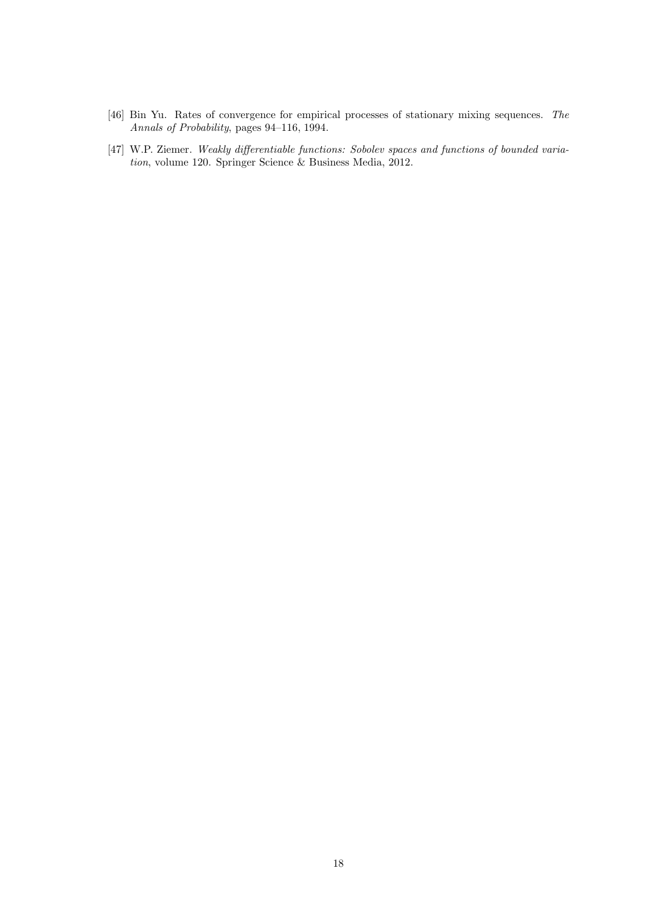[46] Bin Yu. Rates of convergence for empirical processes of stationary mixing sequences. *The Annals of Probability*, pages 94–116, 1994.

[47] W.P. Ziemer. *Weakly differentiable functions: Sobolev spaces and functions of bounded variation*, volume 120. Springer Science & Business Media, 2012.